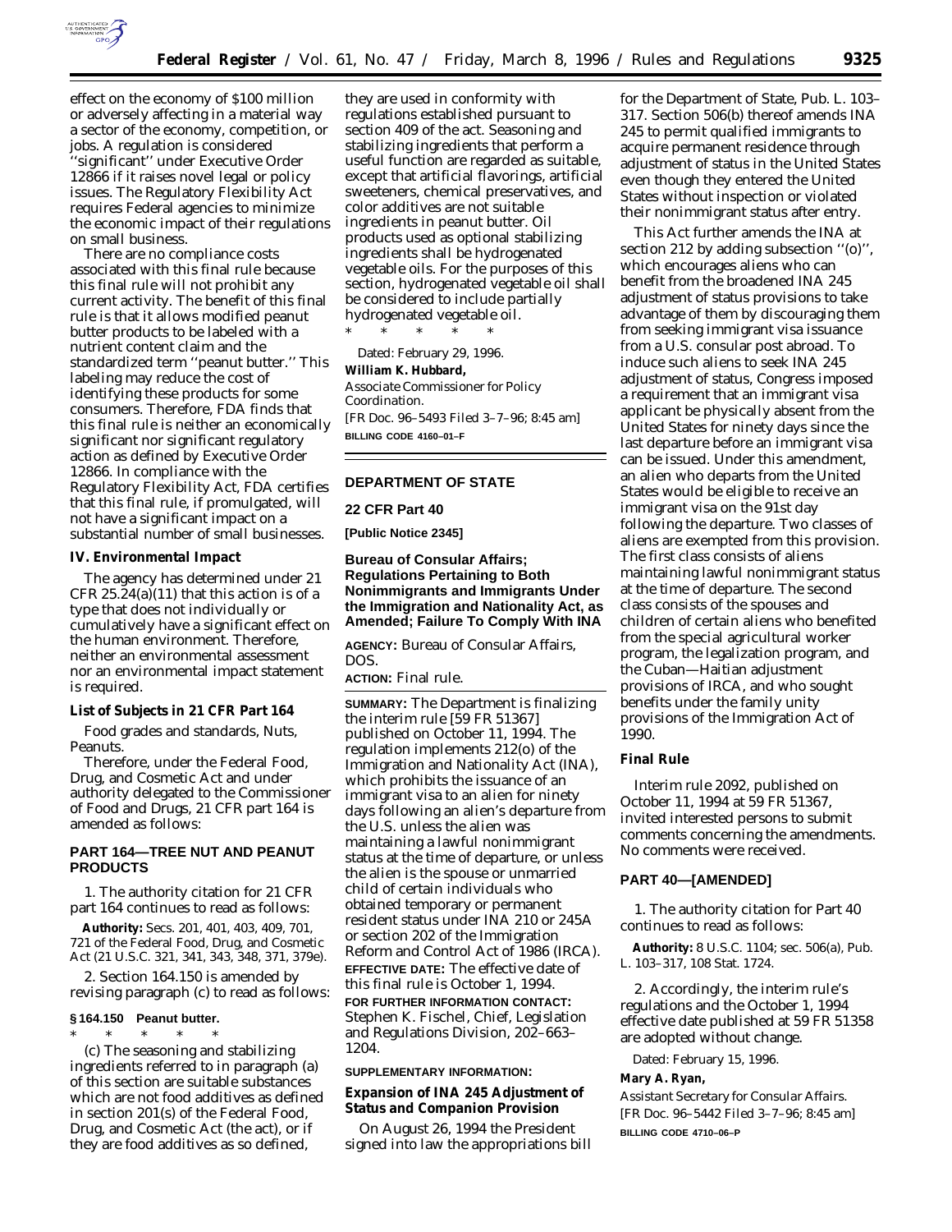effect on the economy of $100 million or adversely affecting in a material way a sector of the economy, competition, or jobs. A regulation is considered ''significant'' under Executive Order 12866 if it raises novel legal or policy issues. The Regulatory Flexibility Act requires Federal agencies to minimize the economic impact of their regulations on small business.

There are no compliance costs associated with this final rule because this final rule will not prohibit any current activity. The benefit of this final rule is that it allows modified peanut butter products to be labeled with a nutrient content claim and the standardized term ''peanut butter.'' This labeling may reduce the cost of identifying these products for some consumers. Therefore, FDA finds that this final rule is neither an economically significant nor significant regulatory action as defined by Executive Order 12866. In compliance with the Regulatory Flexibility Act, FDA certifies that this final rule, if promulgated, will not have a significant impact on a substantial number of small businesses.

### IV. Environmental Impact

The agency has determined under 21 CFR 25.24(a)(11) that this action is of a type that does not individually or cumulatively have a significant effect on the human environment. Therefore, neither an environmental assessment nor an environmental impact statement is required.

### List of Subjects in 21 CFR Part 164

Food grades and standards, Nuts, Peanuts.

Therefore, under the Federal Food, Drug, and Cosmetic Act and under authority delegated to the Commissioner of Food and Drugs, 21 CFR part 164 is amended as follows:

## PART 164—TREE NUT AND PEANUT PRODUCTS

1. The authority citation for 21 CFR part 164 continues to read as follows:

**Authority:** Secs. 201, 401, 403, 409, 701, 721 of the Federal Food, Drug, and Cosmetic Act (21 U.S.C. 321, 341, 343, 348, 371, 379e).

2. Section 164.150 is amended by revising paragraph (c) to read as follows:

### § 164.150 Peanut butter.

\* \* \* \* \*

(c) The seasoning and stabilizing ingredients referred to in paragraph (a) of this section are suitable substances which are not food additives as defined in section 201(s) of the Federal Food, Drug, and Cosmetic Act (the act), or if they are food additives as so defined, they are used in conformity with regulations established pursuant to section 409 of the act. Seasoning and stabilizing ingredients that perform a useful function are regarded as suitable, except that artificial flavorings, artificial sweeteners, chemical preservatives, and color additives are not suitable ingredients in peanut butter. Oil products used as optional stabilizing ingredients shall be hydrogenated vegetable oils. For the purposes of this section, hydrogenated vegetable oil shall be considered to include partially hydrogenated vegetable oil.

\* \* \* \* \*

Dated: February 29, 1996.

**William K. Hubbard,**
*Associate Commissioner for Policy Coordination.*

[FR Doc. 96–5493 Filed 3–7–96; 8:45 am]

**BILLING CODE 4160–01–F**

---

## DEPARTMENT OF STATE

### 22 CFR Part 40

**[Public Notice 2345]**

### Bureau of Consular Affairs; Regulations Pertaining to Both Nonimmigrants and Immigrants Under the Immigration and Nationality Act, as Amended; Failure To Comply With INA

**AGENCY:** Bureau of Consular Affairs, DOS.

**ACTION:** Final rule.

**SUMMARY:** The Department is finalizing the interim rule [59 FR 51367] published on October 11, 1994. The regulation implements 212(o) of the Immigration and Nationality Act (INA), which prohibits the issuance of an immigrant visa to an alien for ninety days following an alien's departure from the U.S. unless the alien was maintaining a lawful nonimmigrant status at the time of departure, or unless the alien is the spouse or unmarried child of certain individuals who obtained temporary or permanent resident status under INA 210 or 245A or section 202 of the Immigration Reform and Control Act of 1986 (IRCA).

**EFFECTIVE DATE:** The effective date of this final rule is October 1, 1994.

**FOR FURTHER INFORMATION CONTACT:** Stephen K. Fischel, Chief, Legislation and Regulations Division, 202–663–1204.

**SUPPLEMENTARY INFORMATION:**

### Expansion of INA 245 Adjustment of Status and Companion Provision

On August 26, 1994 the President signed into law the appropriations bill for the Department of State, Pub. L. 103–317. Section 506(b) thereof amends INA 245 to permit qualified immigrants to acquire permanent residence through adjustment of status in the United States even though they entered the United States without inspection or violated their nonimmigrant status after entry.

This Act further amends the INA at section 212 by adding subsection ''(o)'', which encourages aliens who can benefit from the broadened INA 245 adjustment of status provisions to take advantage of them by discouraging them from seeking immigrant visa issuance from a U.S. consular post abroad. To induce such aliens to seek INA 245 adjustment of status, Congress imposed a requirement that an immigrant visa applicant be physically absent from the United States for ninety days since the last departure before an immigrant visa can be issued. Under this amendment, an alien who departs from the United States would be eligible to receive an immigrant visa on the 91st day following the departure. Two classes of aliens are exempted from this provision. The first class consists of aliens maintaining lawful nonimmigrant status at the time of departure. The second class consists of the spouses and children of certain aliens who benefited from the special agricultural worker program, the legalization program, and the Cuban—Haitian adjustment provisions of IRCA, and who sought benefits under the family unity provisions of the Immigration Act of 1990.

### Final Rule

Interim rule 2092, published on October 11, 1994 at 59 FR 51367, invited interested persons to submit comments concerning the amendments. No comments were received.

## PART 40—[AMENDED]

1. The authority citation for Part 40 continues to read as follows:

**Authority:** 8 U.S.C. 1104; sec. 506(a), Pub. L. 103–317, 108 Stat. 1724.

2. Accordingly, the interim rule's regulations and the October 1, 1994 effective date published at 59 FR 51358 are adopted without change.

Dated: February 15, 1996.

**Mary A. Ryan,**
*Assistant Secretary for Consular Affairs.*

[FR Doc. 96–5442 Filed 3–7–96; 8:45 am]

**BILLING CODE 4710–06–P**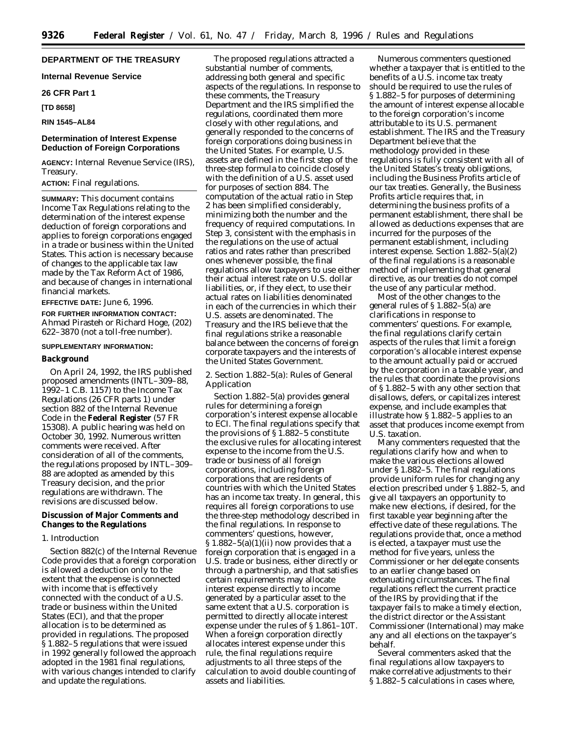## DEPARTMENT OF THE TREASURY

**Internal Revenue Service**

**26 CFR Part 1**

**[TD 8658]**

**RIN 1545–AL84**

## Determination of Interest Expense Deduction of Foreign Corporations

**AGENCY:** Internal Revenue Service (IRS), Treasury.

**ACTION:** Final regulations.

**SUMMARY:** This document contains Income Tax Regulations relating to the determination of the interest expense deduction of foreign corporations and applies to foreign corporations engaged in a trade or business within the United States. This action is necessary because of changes to the applicable tax law made by the Tax Reform Act of 1986, and because of changes in international financial markets.

**EFFECTIVE DATE:** June 6, 1996.

**FOR FURTHER INFORMATION CONTACT:** Ahmad Pirasteh or Richard Hoge, (202) 622–3870 (not a toll-free number).

**SUPPLEMENTARY INFORMATION:**

### Background

On April 24, 1992, the IRS published proposed amendments (INTL–309–88, 1992–1 C.B. 1157) to the Income Tax Regulations (26 CFR parts 1) under section 882 of the Internal Revenue Code in the **Federal Register** (57 FR 15308). A public hearing was held on October 30, 1992. Numerous written comments were received. After consideration of all of the comments, the regulations proposed by INTL–309–88 are adopted as amended by this Treasury decision, and the prior regulations are withdrawn. The revisions are discussed below.

### *Discussion of Major Comments and Changes to the Regulations*

1. Introduction

Section 882(c) of the Internal Revenue Code provides that a foreign corporation is allowed a deduction only to the extent that the expense is connected with income that is effectively connected with the conduct of a U.S. trade or business within the United States (ECI), and that the proper allocation is to be determined as provided in regulations. The proposed § 1.882–5 regulations that were issued in 1992 generally followed the approach adopted in the 1981 final regulations, with various changes intended to clarify and update the regulations.

The proposed regulations attracted a substantial number of comments, addressing both general and specific aspects of the regulations. In response to these comments, the Treasury Department and the IRS simplified the regulations, coordinated them more closely with other regulations, and generally responded to the concerns of foreign corporations doing business in the United States. For example, U.S. assets are defined in the first step of the three-step formula to coincide closely with the definition of a U.S. asset used for purposes of section 884. The computation of the actual ratio in Step 2 has been simplified considerably, minimizing both the number and the frequency of required computations. In Step 3, consistent with the emphasis in the regulations on the use of actual ratios and rates rather than prescribed ones whenever possible, the final regulations allow taxpayers to use either their actual interest rate on U.S. dollar liabilities, or, if they elect, to use their actual rates on liabilities denominated in each of the currencies in which their U.S. assets are denominated. The Treasury and the IRS believe that the final regulations strike a reasonable balance between the concerns of foreign corporate taxpayers and the interests of the United States Government.

2. Section 1.882–5(a): Rules of General Application

Section 1.882–5(a) provides general rules for determining a foreign corporation's interest expense allocable to ECI. The final regulations specify that the provisions of § 1.882–5 constitute the exclusive rules for allocating interest expense to the income from the U.S. trade or business of all foreign corporations, including foreign corporations that are residents of countries with which the United States has an income tax treaty. In general, this requires all foreign corporations to use the three-step methodology described in the final regulations. In response to commenters' questions, however, § 1.882–5(a)(1)(ii) now provides that a foreign corporation that is engaged in a U.S. trade or business, either directly or through a partnership, and that satisfies certain requirements may allocate interest expense directly to income generated by a particular asset to the same extent that a U.S. corporation is permitted to directly allocate interest expense under the rules of § 1.861–10T. When a foreign corporation directly allocates interest expense under this rule, the final regulations require adjustments to all three steps of the calculation to avoid double counting of assets and liabilities.

Numerous commenters questioned whether a taxpayer that is entitled to the benefits of a U.S. income tax treaty should be required to use the rules of § 1.882–5 for purposes of determining the amount of interest expense allocable to the foreign corporation's income attributable to its U.S. permanent establishment. The IRS and the Treasury Department believe that the methodology provided in these regulations is fully consistent with all of the United States's treaty obligations, including the Business Profits article of our tax treaties. Generally, the Business Profits article requires that, in determining the business profits of a permanent establishment, there shall be allowed as deductions expenses that are incurred for the purposes of the permanent establishment, including interest expense. Section 1.882–5(a)(2) of the final regulations is a reasonable method of implementing that general directive, as our treaties do not compel the use of any particular method.

Most of the other changes to the general rules of § 1.882–5(a) are clarifications in response to commenters' questions. For example, the final regulations clarify certain aspects of the rules that limit a foreign corporation's allocable interest expense to the amount actually paid or accrued by the corporation in a taxable year, and the rules that coordinate the provisions of § 1.882–5 with any other section that disallows, defers, or capitalizes interest expense, and include examples that illustrate how § 1.882–5 applies to an asset that produces income exempt from U.S. taxation.

Many commenters requested that the regulations clarify how and when to make the various elections allowed under § 1.882–5. The final regulations provide uniform rules for changing any election prescribed under § 1.882–5, and give all taxpayers an opportunity to make new elections, if desired, for the first taxable year beginning after the effective date of these regulations. The regulations provide that, once a method is elected, a taxpayer must use the method for five years, unless the Commissioner or her delegate consents to an earlier change based on extenuating circumstances. The final regulations reflect the current practice of the IRS by providing that if the taxpayer fails to make a timely election, the district director or the Assistant Commissioner (International) may make any and all elections on the taxpayer's behalf.

Several commenters asked that the final regulations allow taxpayers to make correlative adjustments to their § 1.882–5 calculations in cases where,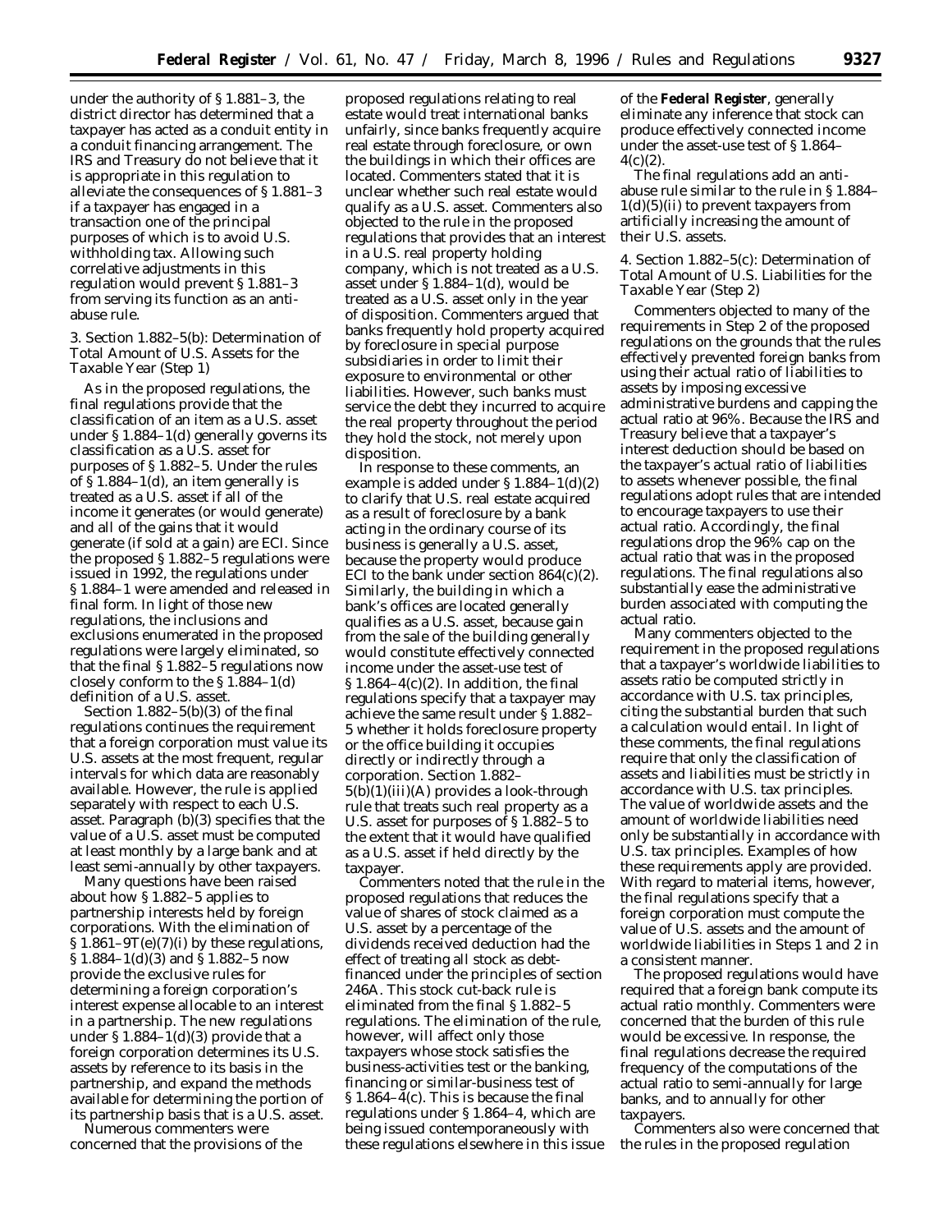under the authority of § 1.881–3, the district director has determined that a taxpayer has acted as a conduit entity in a conduit financing arrangement. The IRS and Treasury do not believe that it is appropriate in this regulation to alleviate the consequences of § 1.881–3 if a taxpayer has engaged in a transaction one of the principal purposes of which is to avoid U.S. withholding tax. Allowing such correlative adjustments in this regulation would prevent § 1.881–3 from serving its function as an anti-abuse rule.

3. Section 1.882–5(b): Determination of Total Amount of U.S. Assets for the Taxable Year (Step 1)

As in the proposed regulations, the final regulations provide that the classification of an item as a U.S. asset under § 1.884–1(d) generally governs its classification as a U.S. asset for purposes of § 1.882–5. Under the rules of § 1.884–1(d), an item generally is treated as a U.S. asset if all of the income it generates (or would generate) and all of the gains that it would generate (if sold at a gain) are ECI. Since the proposed § 1.882–5 regulations were issued in 1992, the regulations under § 1.884–1 were amended and released in final form. In light of those new regulations, the inclusions and exclusions enumerated in the proposed regulations were largely eliminated, so that the final § 1.882–5 regulations now closely conform to the § 1.884–1(d) definition of a U.S. asset.

Section 1.882–5(b)(3) of the final regulations continues the requirement that a foreign corporation must value its U.S. assets at the most frequent, regular intervals for which data are reasonably available. However, the rule is applied separately with respect to each U.S. asset. Paragraph (b)(3) specifies that the value of a U.S. asset must be computed at least monthly by a large bank and at least semi-annually by other taxpayers.

Many questions have been raised about how § 1.882–5 applies to partnership interests held by foreign corporations. With the elimination of § 1.861–9T(e)(7)(i) by these regulations, § 1.884–1(d)(3) and § 1.882–5 now provide the exclusive rules for determining a foreign corporation's interest expense allocable to an interest in a partnership. The new regulations under § 1.884–1(d)(3) provide that a foreign corporation determines its U.S. assets by reference to its basis in the partnership, and expand the methods available for determining the portion of its partnership basis that is a U.S. asset.

Numerous commenters were concerned that the provisions of the proposed regulations relating to real estate would treat international banks unfairly, since banks frequently acquire real estate through foreclosure, or own the buildings in which their offices are located. Commenters stated that it is unclear whether such real estate would qualify as a U.S. asset. Commenters also objected to the rule in the proposed regulations that provides that an interest in a U.S. real property holding company, which is not treated as a U.S. asset under § 1.884–1(d), would be treated as a U.S. asset only in the year of disposition. Commenters argued that banks frequently hold property acquired by foreclosure in special purpose subsidiaries in order to limit their exposure to environmental or other liabilities. However, such banks must service the debt they incurred to acquire the real property throughout the period they hold the stock, not merely upon disposition.

In response to these comments, an example is added under § 1.884–1(d)(2) to clarify that U.S. real estate acquired as a result of foreclosure by a bank acting in the ordinary course of its business is generally a U.S. asset, because the property would produce ECI to the bank under section 864(c)(2). Similarly, the building in which a bank's offices are located generally qualifies as a U.S. asset, because gain from the sale of the building generally would constitute effectively connected income under the asset-use test of § 1.864–4(c)(2). In addition, the final regulations specify that a taxpayer may achieve the same result under § 1.882–5 whether it holds foreclosure property or the office building it occupies directly or indirectly through a corporation. Section 1.882–5(b)(1)(iii)(A) provides a look-through rule that treats such real property as a U.S. asset for purposes of § 1.882–5 to the extent that it would have qualified as a U.S. asset if held directly by the taxpayer.

Commenters noted that the rule in the proposed regulations that reduces the value of shares of stock claimed as a U.S. asset by a percentage of the dividends received deduction had the effect of treating all stock as debt-financed under the principles of section 246A. This stock cut-back rule is eliminated from the final § 1.882–5 regulations. The elimination of the rule, however, will affect only those taxpayers whose stock satisfies the business-activities test or the banking, financing or similar-business test of § 1.864–4(c). This is because the final regulations under § 1.864–4, which are being issued contemporaneously with these regulations elsewhere in this issue of the **Federal Register**, generally eliminate any inference that stock can produce effectively connected income under the asset-use test of § 1.864–4(c)(2).

The final regulations add an anti-abuse rule similar to the rule in § 1.884–1(d)(5)(ii) to prevent taxpayers from artificially increasing the amount of their U.S. assets.

4. Section 1.882–5(c): Determination of Total Amount of U.S. Liabilities for the Taxable Year (Step 2)

Commenters objected to many of the requirements in Step 2 of the proposed regulations on the grounds that the rules effectively prevented foreign banks from using their actual ratio of liabilities to assets by imposing excessive administrative burdens and capping the actual ratio at 96%. Because the IRS and Treasury believe that a taxpayer's interest deduction should be based on the taxpayer's actual ratio of liabilities to assets whenever possible, the final regulations adopt rules that are intended to encourage taxpayers to use their actual ratio. Accordingly, the final regulations drop the 96% cap on the actual ratio that was in the proposed regulations. The final regulations also substantially ease the administrative burden associated with computing the actual ratio.

Many commenters objected to the requirement in the proposed regulations that a taxpayer's worldwide liabilities to assets ratio be computed strictly in accordance with U.S. tax principles, citing the substantial burden that such a calculation would entail. In light of these comments, the final regulations require that only the classification of assets and liabilities must be strictly in accordance with U.S. tax principles. The value of worldwide assets and the amount of worldwide liabilities need only be substantially in accordance with U.S. tax principles. Examples of how these requirements apply are provided. With regard to material items, however, the final regulations specify that a foreign corporation must compute the value of U.S. assets and the amount of worldwide liabilities in Steps 1 and 2 in a consistent manner.

The proposed regulations would have required that a foreign bank compute its actual ratio monthly. Commenters were concerned that the burden of this rule would be excessive. In response, the final regulations decrease the required frequency of the computations of the actual ratio to semi-annually for large banks, and to annually for other taxpayers.

Commenters also were concerned that the rules in the proposed regulation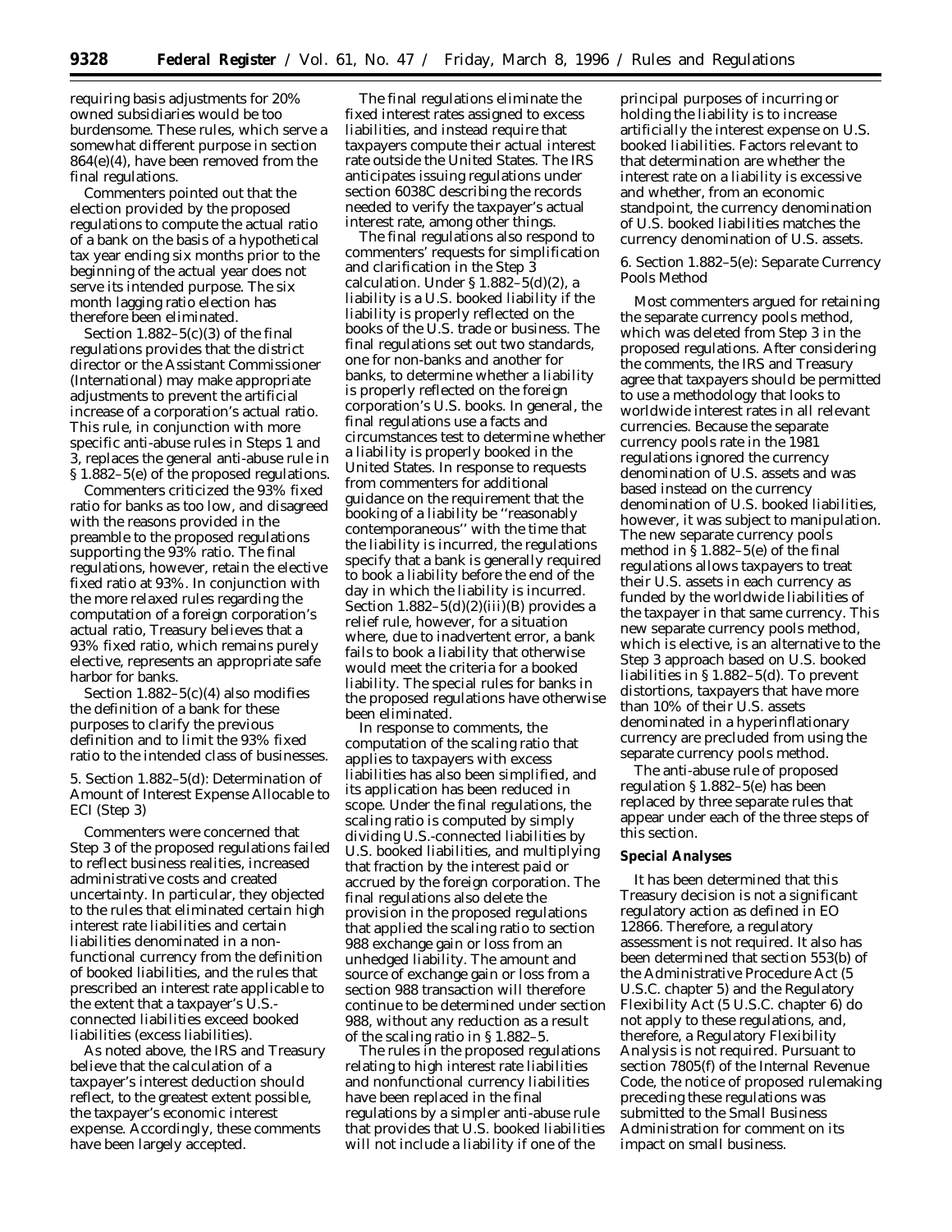requiring basis adjustments for 20% owned subsidiaries would be too burdensome. These rules, which serve a somewhat different purpose in section 864(e)(4), have been removed from the final regulations.

Commenters pointed out that the election provided by the proposed regulations to compute the actual ratio of a bank on the basis of a hypothetical tax year ending six months prior to the beginning of the actual year does not serve its intended purpose. The six month lagging ratio election has therefore been eliminated.

Section 1.882–5(c)(3) of the final regulations provides that the district director or the Assistant Commissioner (International) may make appropriate adjustments to prevent the artificial increase of a corporation's actual ratio. This rule, in conjunction with more specific anti-abuse rules in Steps 1 and 3, replaces the general anti-abuse rule in § 1.882–5(e) of the proposed regulations.

Commenters criticized the 93% fixed ratio for banks as too low, and disagreed with the reasons provided in the preamble to the proposed regulations supporting the 93% ratio. The final regulations, however, retain the elective fixed ratio at 93%. In conjunction with the more relaxed rules regarding the computation of a foreign corporation's actual ratio, Treasury believes that a 93% fixed ratio, which remains purely elective, represents an appropriate safe harbor for banks.

Section 1.882–5(c)(4) also modifies the definition of a bank for these purposes to clarify the previous definition and to limit the 93% fixed ratio to the intended class of businesses.

### 5. Section 1.882–5(d): Determination of Amount of Interest Expense Allocable to ECI (Step 3)

Commenters were concerned that Step 3 of the proposed regulations failed to reflect business realities, increased administrative costs and created uncertainty. In particular, they objected to the rules that eliminated certain high interest rate liabilities and certain liabilities denominated in a non-functional currency from the definition of booked liabilities, and the rules that prescribed an interest rate applicable to the extent that a taxpayer's U.S.-connected liabilities exceed booked liabilities (excess liabilities).

As noted above, the IRS and Treasury believe that the calculation of a taxpayer's interest deduction should reflect, to the greatest extent possible, the taxpayer's economic interest expense. Accordingly, these comments have been largely accepted.

The final regulations eliminate the fixed interest rates assigned to excess liabilities, and instead require that taxpayers compute their actual interest rate outside the United States. The IRS anticipates issuing regulations under section 6038C describing the records needed to verify the taxpayer's actual interest rate, among other things.

The final regulations also respond to commenters' requests for simplification and clarification in the Step 3 calculation. Under § 1.882–5(d)(2), a liability is a U.S. booked liability if the liability is properly reflected on the books of the U.S. trade or business. The final regulations set out two standards, one for non-banks and another for banks, to determine whether a liability is properly reflected on the foreign corporation's U.S. books. In general, the final regulations use a facts and circumstances test to determine whether a liability is properly booked in the United States. In response to requests from commenters for additional guidance on the requirement that the booking of a liability be "reasonably contemporaneous" with the time that the liability is incurred, the regulations specify that a bank is generally required to book a liability before the end of the day in which the liability is incurred. Section 1.882–5(d)(2)(iii)(B) provides a relief rule, however, for a situation where, due to inadvertent error, a bank fails to book a liability that otherwise would meet the criteria for a booked liability. The special rules for banks in the proposed regulations have otherwise been eliminated.

In response to comments, the computation of the scaling ratio that applies to taxpayers with excess liabilities has also been simplified, and its application has been reduced in scope. Under the final regulations, the scaling ratio is computed by simply dividing U.S.-connected liabilities by U.S. booked liabilities, and multiplying that fraction by the interest paid or accrued by the foreign corporation. The final regulations also delete the provision in the proposed regulations that applied the scaling ratio to section 988 exchange gain or loss from an unhedged liability. The amount and source of exchange gain or loss from a section 988 transaction will therefore continue to be determined under section 988, without any reduction as a result of the scaling ratio in § 1.882–5.

The rules in the proposed regulations relating to high interest rate liabilities and nonfunctional currency liabilities have been replaced in the final regulations by a simpler anti-abuse rule that provides that U.S. booked liabilities will not include a liability if one of the principal purposes of incurring or holding the liability is to increase artificially the interest expense on U.S. booked liabilities. Factors relevant to that determination are whether the interest rate on a liability is excessive and whether, from an economic standpoint, the currency denomination of U.S. booked liabilities matches the currency denomination of U.S. assets.

### 6. Section 1.882–5(e): Separate Currency Pools Method

Most commenters argued for retaining the separate currency pools method, which was deleted from Step 3 in the proposed regulations. After considering the comments, the IRS and Treasury agree that taxpayers should be permitted to use a methodology that looks to worldwide interest rates in all relevant currencies. Because the separate currency pools rate in the 1981 regulations ignored the currency denomination of U.S. assets and was based instead on the currency denomination of U.S. booked liabilities, however, it was subject to manipulation. The new separate currency pools method in § 1.882–5(e) of the final regulations allows taxpayers to treat their U.S. assets in each currency as funded by the worldwide liabilities of the taxpayer in that same currency. This new separate currency pools method, which is elective, is an alternative to the Step 3 approach based on U.S. booked liabilities in § 1.882–5(d). To prevent distortions, taxpayers that have more than 10% of their U.S. assets denominated in a hyperinflationary currency are precluded from using the separate currency pools method.

The anti-abuse rule of proposed regulation § 1.882–5(e) has been replaced by three separate rules that appear under each of the three steps of this section.

## Special Analyses

It has been determined that this Treasury decision is not a significant regulatory action as defined in EO 12866. Therefore, a regulatory assessment is not required. It also has been determined that section 553(b) of the Administrative Procedure Act (5 U.S.C. chapter 5) and the Regulatory Flexibility Act (5 U.S.C. chapter 6) do not apply to these regulations, and, therefore, a Regulatory Flexibility Analysis is not required. Pursuant to section 7805(f) of the Internal Revenue Code, the notice of proposed rulemaking preceding these regulations was submitted to the Small Business Administration for comment on its impact on small business.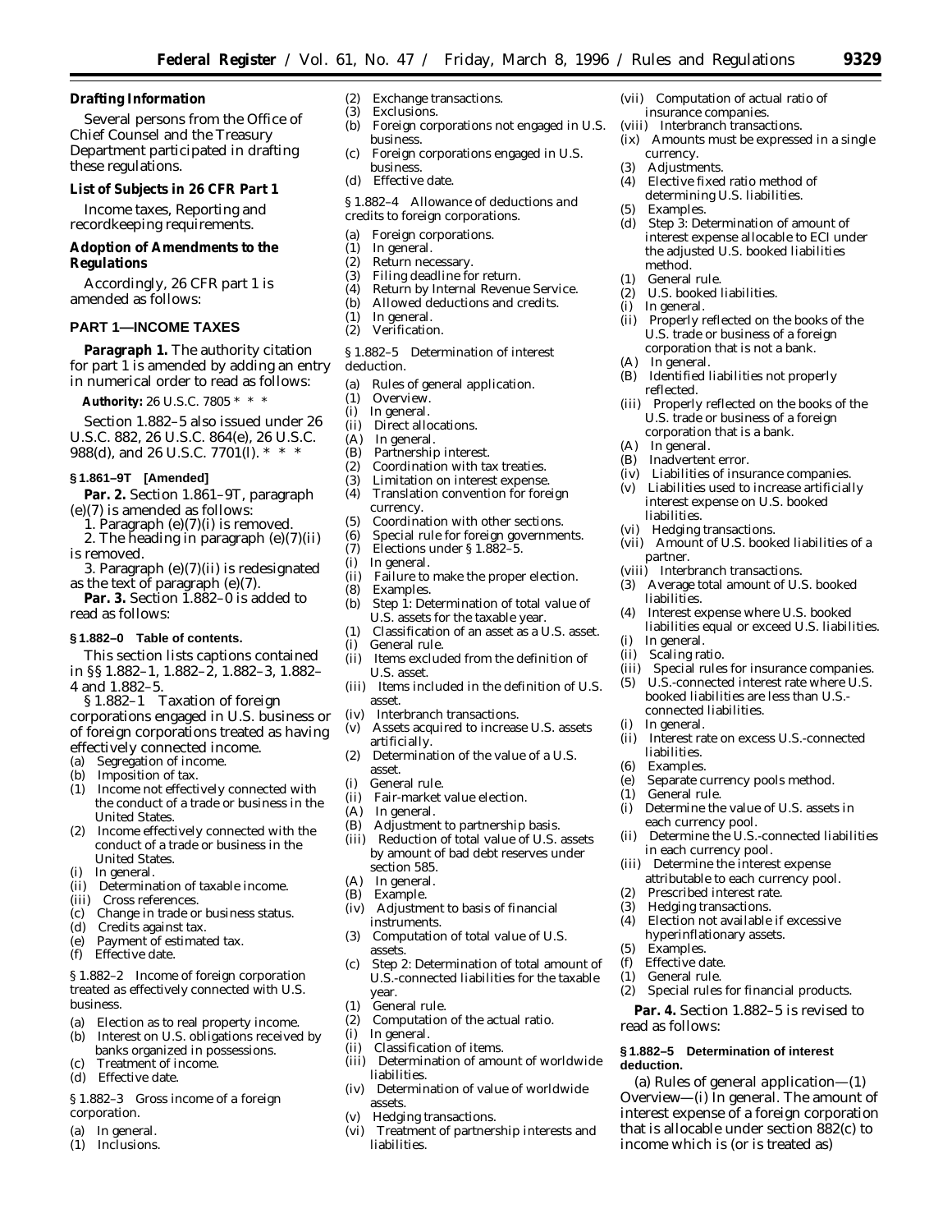**Drafting Information**

Several persons from the Office of Chief Counsel and the Treasury Department participated in drafting these regulations.

**List of Subjects in 26 CFR Part 1**

Income taxes, Reporting and recordkeeping requirements.

**Adoption of Amendments to the Regulations**

Accordingly, 26 CFR part 1 is amended as follows:

**PART 1—INCOME TAXES**

**Paragraph 1.** The authority citation for part 1 is amended by adding an entry in numerical order to read as follows:

**Authority:** 26 U.S.C. 7805 * * *

Section 1.882–5 also issued under 26 U.S.C. 882, 26 U.S.C. 864(e), 26 U.S.C. 988(d), and 26 U.S.C. 7701(l). * * *

**§ 1.861–9T [Amended]**

**Par. 2.** Section 1.861–9T, paragraph (e)(7) is amended as follows:

1. Paragraph (e)(7)(i) is removed.

2. The heading in paragraph (e)(7)(ii) is removed.

3. Paragraph (e)(7)(ii) is redesignated as the text of paragraph (e)(7).

**Par. 3.** Section 1.882–0 is added to read as follows:

**§ 1.882–0 Table of contents.**

This section lists captions contained in §§ 1.882–1, 1.882–2, 1.882–3, 1.882–4 and 1.882–5.

§ 1.882–1 Taxation of foreign corporations engaged in U.S. business or of foreign corporations treated as having effectively connected income.

(a) Segregation of income.
(b) Imposition of tax.
(1) Income not effectively connected with the conduct of a trade or business in the United States.
(2) Income effectively connected with the conduct of a trade or business in the United States.
(i) In general.
(ii) Determination of taxable income.
(iii) Cross references.
(c) Change in trade or business status.
(d) Credits against tax.
(e) Payment of estimated tax.
(f) Effective date.

§ 1.882–2 Income of foreign corporation treated as effectively connected with U.S. business.

(a) Election as to real property income.
(b) Interest on U.S. obligations received by banks organized in possessions.
(c) Treatment of income.
(d) Effective date.

§ 1.882–3 Gross income of a foreign corporation.

(a) In general.
(1) Inclusions.
(2) Exchange transactions.
(3) Exclusions.
(b) Foreign corporations not engaged in U.S. business.
(c) Foreign corporations engaged in U.S. business.
(d) Effective date.

§ 1.882–4 Allowance of deductions and credits to foreign corporations.

(a) Foreign corporations.
(1) In general.
(2) Return necessary.
(3) Filing deadline for return.
(4) Return by Internal Revenue Service.
(b) Allowed deductions and credits.
(1) In general.
(2) Verification.

§ 1.882–5 Determination of interest deduction.

(a) Rules of general application.
(1) Overview.
(i) In general.
(ii) Direct allocations.
(A) In general.
(B) Partnership interest.
(2) Coordination with tax treaties.
(3) Limitation on interest expense.
(4) Translation convention for foreign currency.
(5) Coordination with other sections.
(6) Special rule for foreign governments.
(7) Elections under § 1.882–5.
(i) In general.
(ii) Failure to make the proper election.
(8) Examples.
(b) Step 1: Determination of total value of U.S. assets for the taxable year.
(1) Classification of an asset as a U.S. asset.
(i) General rule.
(ii) Items excluded from the definition of U.S. asset.
(iii) Items included in the definition of U.S. asset.
(iv) Interbranch transactions.
(v) Assets acquired to increase U.S. assets artificially.
(2) Determination of the value of a U.S. asset.
(i) General rule.
(ii) Fair-market value election.
(A) In general.
(B) Adjustment to partnership basis.
(iii) Reduction of total value of U.S. assets by amount of bad debt reserves under section 585.
(A) In general.
(B) Example.
(iv) Adjustment to basis of financial instruments.
(3) Computation of total value of U.S. assets.
(c) Step 2: Determination of total amount of U.S.-connected liabilities for the taxable year.
(1) General rule.
(2) Computation of the actual ratio.
(i) In general.
(ii) Classification of items.
(iii) Determination of amount of worldwide liabilities.
(iv) Determination of value of worldwide assets.
(v) Hedging transactions.
(vi) Treatment of partnership interests and liabilities.
(vii) Computation of actual ratio of insurance companies.
(viii) Interbranch transactions.
(ix) Amounts must be expressed in a single currency.
(3) Adjustments.
(4) Elective fixed ratio method of determining U.S. liabilities.
(5) Examples.
(d) Step 3: Determination of amount of interest expense allocable to ECI under the adjusted U.S. booked liabilities method.
(1) General rule.
(2) U.S. booked liabilities.
(i) In general.
(ii) Properly reflected on the books of the U.S. trade or business of a foreign corporation that is not a bank.
(A) In general.
(B) Identified liabilities not properly reflected.
(iii) Properly reflected on the books of the U.S. trade or business of a foreign corporation that is a bank.
(A) In general.
(B) Inadvertent error.
(iv) Liabilities of insurance companies.
(v) Liabilities used to increase artificially interest expense on U.S. booked liabilities.
(vi) Hedging transactions.
(vii) Amount of U.S. booked liabilities of a partner.
(viii) Interbranch transactions.
(3) Average total amount of U.S. booked liabilities.
(4) Interest expense where U.S. booked liabilities equal or exceed U.S. liabilities.
(i) In general.
(ii) Scaling ratio.
(iii) Special rules for insurance companies.
(5) U.S.-connected interest rate where U.S. booked liabilities are less than U.S.-connected liabilities.
(i) In general.
(ii) Interest rate on excess U.S.-connected liabilities.
(6) Examples.
(e) Separate currency pools method.
(1) General rule.
(i) Determine the value of U.S. assets in each currency pool.
(ii) Determine the U.S.-connected liabilities in each currency pool.
(iii) Determine the interest expense attributable to each currency pool.
(2) Prescribed interest rate.
(3) Hedging transactions.
(4) Election not available if excessive hyperinflationary assets.
(5) Examples.
(f) Effective date.
(1) General rule.
(2) Special rules for financial products.

**Par. 4.** Section 1.882–5 is revised to read as follows:

**§ 1.882–5 Determination of interest deduction.**

(a) *Rules of general application*—(1) *Overview*—(i) *In general.* The amount of interest expense of a foreign corporation that is allocable under section 882(c) to income which is (or is treated as)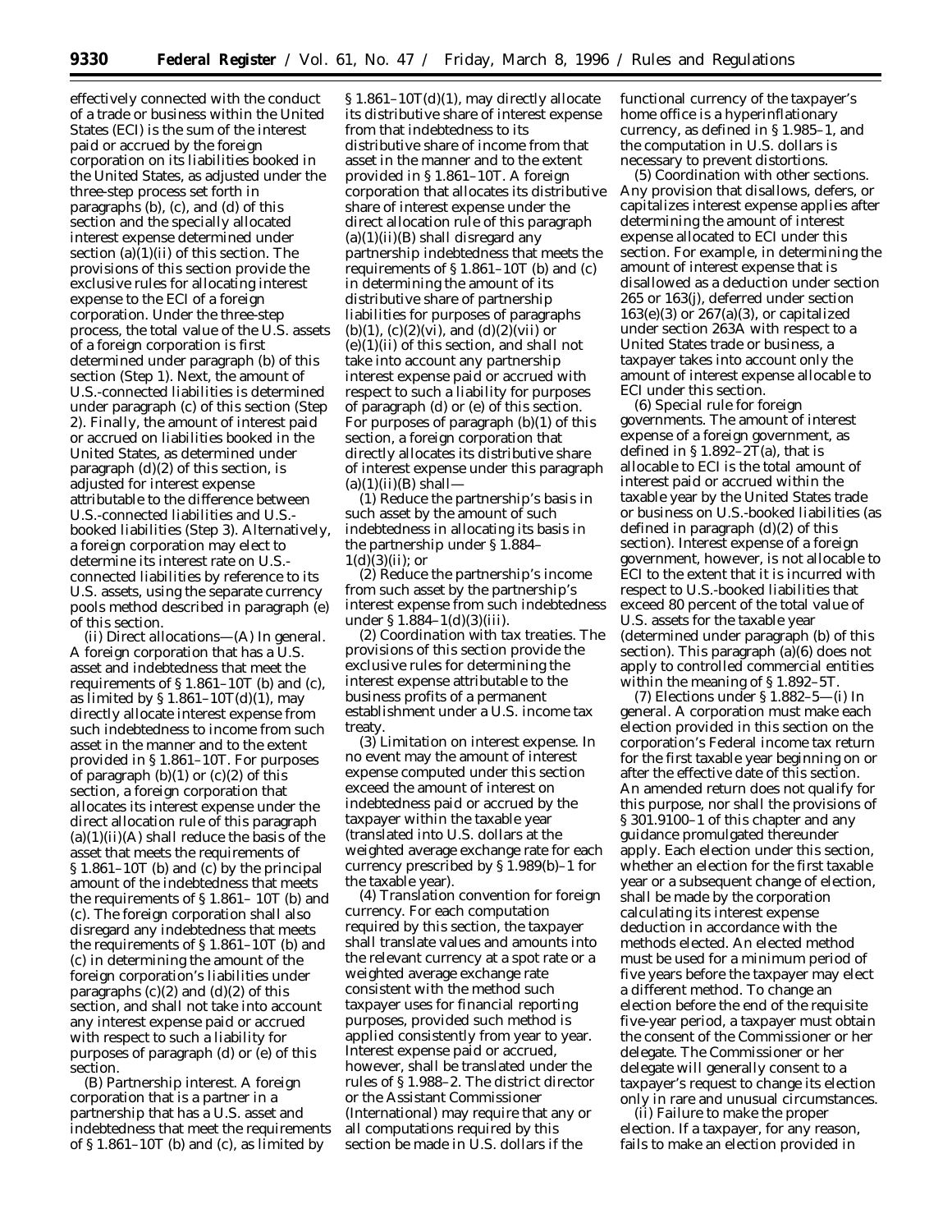effectively connected with the conduct of a trade or business within the United States (ECI) is the sum of the interest paid or accrued by the foreign corporation on its liabilities booked in the United States, as adjusted under the three-step process set forth in paragraphs (b), (c), and (d) of this section and the specially allocated interest expense determined under section (a)(1)(ii) of this section. The provisions of this section provide the exclusive rules for allocating interest expense to the ECI of a foreign corporation. Under the three-step process, the total value of the U.S. assets of a foreign corporation is first determined under paragraph (b) of this section (Step 1). Next, the amount of U.S.-connected liabilities is determined under paragraph (c) of this section (Step 2). Finally, the amount of interest paid or accrued on liabilities booked in the United States, as determined under paragraph (d)(2) of this section, is adjusted for interest expense attributable to the difference between U.S.-connected liabilities and U.S.-booked liabilities (Step 3). Alternatively, a foreign corporation may elect to determine its interest rate on U.S.-connected liabilities by reference to its U.S. assets, using the separate currency pools method described in paragraph (e) of this section.

(ii) *Direct allocations*—(A) *In general.* A foreign corporation that has a U.S. asset and indebtedness that meet the requirements of § 1.861–10T (b) and (c), as limited by § 1.861–10T(d)(1), may directly allocate interest expense from such indebtedness to income from such asset in the manner and to the extent provided in § 1.861–10T. For purposes of paragraph (b)(1) or (c)(2) of this section, a foreign corporation that allocates its interest expense under the direct allocation rule of this paragraph (a)(1)(ii)(A) shall reduce the basis of the asset that meets the requirements of § 1.861–10T (b) and (c) by the principal amount of the indebtedness that meets the requirements of § 1.861– 10T (b) and (c). The foreign corporation shall also disregard any indebtedness that meets the requirements of § 1.861–10T (b) and (c) in determining the amount of the foreign corporation's liabilities under paragraphs (c)(2) and (d)(2) of this section, and shall not take into account any interest expense paid or accrued with respect to such a liability for purposes of paragraph (d) or (e) of this section.

(B) *Partnership interest.* A foreign corporation that is a partner in a partnership that has a U.S. asset and indebtedness that meet the requirements of § 1.861–10T (b) and (c), as limited by § 1.861–10T(d)(1), may directly allocate its distributive share of interest expense from that indebtedness to its distributive share of income from that asset in the manner and to the extent provided in § 1.861–10T. A foreign corporation that allocates its distributive share of interest expense under the direct allocation rule of this paragraph (a)(1)(ii)(B) shall disregard any partnership indebtedness that meets the requirements of § 1.861–10T (b) and (c) in determining the amount of its distributive share of partnership liabilities for purposes of paragraphs (b)(1), (c)(2)(vi), and (d)(2)(vii) or (e)(1)(ii) of this section, and shall not take into account any partnership interest expense paid or accrued with respect to such a liability for purposes of paragraph (d) or (e) of this section. For purposes of paragraph (b)(1) of this section, a foreign corporation that directly allocates its distributive share of interest expense under this paragraph (a)(1)(ii)(B) shall—

(*1*) Reduce the partnership's basis in such asset by the amount of such indebtedness in allocating its basis in the partnership under § 1.884–1(d)(3)(ii); or

(*2*) Reduce the partnership's income from such asset by the partnership's interest expense from such indebtedness under § 1.884–1(d)(3)(iii).

(2) *Coordination with tax treaties.* The provisions of this section provide the exclusive rules for determining the interest expense attributable to the business profits of a permanent establishment under a U.S. income tax treaty.

(3) *Limitation on interest expense.* In no event may the amount of interest expense computed under this section exceed the amount of interest on indebtedness paid or accrued by the taxpayer within the taxable year (translated into U.S. dollars at the weighted average exchange rate for each currency prescribed by § 1.989(b)–1 for the taxable year).

(4) *Translation convention for foreign currency.* For each computation required by this section, the taxpayer shall translate values and amounts into the relevant currency at a spot rate or a weighted average exchange rate consistent with the method such taxpayer uses for financial reporting purposes, provided such method is applied consistently from year to year. Interest expense paid or accrued, however, shall be translated under the rules of § 1.988–2. The district director or the Assistant Commissioner (International) may require that any or all computations required by this section be made in U.S. dollars if the functional currency of the taxpayer's home office is a hyperinflationary currency, as defined in § 1.985–1, and the computation in U.S. dollars is necessary to prevent distortions.

(5) *Coordination with other sections.* Any provision that disallows, defers, or capitalizes interest expense applies after determining the amount of interest expense allocated to ECI under this section. For example, in determining the amount of interest expense that is disallowed as a deduction under section 265 or 163(j), deferred under section 163(e)(3) or 267(a)(3), or capitalized under section 263A with respect to a United States trade or business, a taxpayer takes into account only the amount of interest expense allocable to ECI under this section.

(6) *Special rule for foreign governments.* The amount of interest expense of a foreign government, as defined in § 1.892–2T(a), that is allocable to ECI is the total amount of interest paid or accrued within the taxable year by the United States trade or business on U.S.-booked liabilities (as defined in paragraph (d)(2) of this section). Interest expense of a foreign government, however, is not allocable to ECI to the extent that it is incurred with respect to U.S.-booked liabilities that exceed 80 percent of the total value of U.S. assets for the taxable year (determined under paragraph (b) of this section). This paragraph (a)(6) does not apply to controlled commercial entities within the meaning of § 1.892–5T.

(7) *Elections under § 1.882–5*—(i) *In general.* A corporation must make each election provided in this section on the corporation's Federal income tax return for the first taxable year beginning on or after the effective date of this section. An amended return does not qualify for this purpose, nor shall the provisions of § 301.9100–1 of this chapter and any guidance promulgated thereunder apply. Each election under this section, whether an election for the first taxable year or a subsequent change of election, shall be made by the corporation calculating its interest expense deduction in accordance with the methods elected. An elected method must be used for a minimum period of five years before the taxpayer may elect a different method. To change an election before the end of the requisite five-year period, a taxpayer must obtain the consent of the Commissioner or her delegate. The Commissioner or her delegate will generally consent to a taxpayer's request to change its election only in rare and unusual circumstances.

(ii) *Failure to make the proper election.* If a taxpayer, for any reason, fails to make an election provided in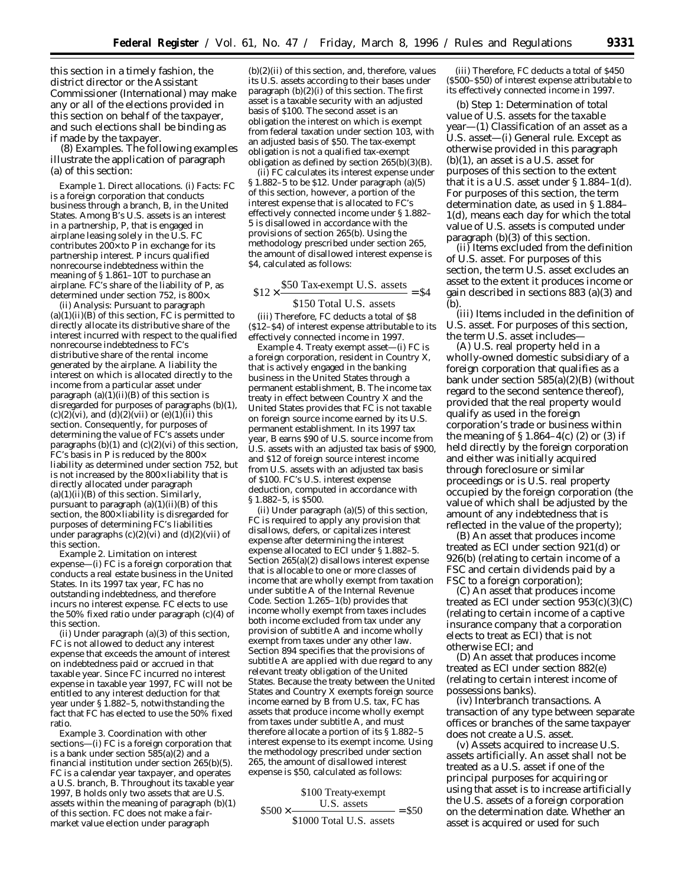this section in a timely fashion, the district director or the Assistant Commissioner (International) may make any or all of the elections provided in this section on behalf of the taxpayer, and such elections shall be binding as if made by the taxpayer.

(8) *Examples.* The following examples illustrate the application of paragraph (a) of this section:

*Example 1. Direct allocations.* (i) *Facts:* FC is a foreign corporation that conducts business through a branch, B, in the United States. Among B's U.S. assets is an interest in a partnership, P, that is engaged in airplane leasing solely in the U.S. FC contributes 200× to P in exchange for its partnership interest. P incurs qualified nonrecourse indebtedness within the meaning of § 1.861–10T to purchase an airplane. FC's share of the liability of P, as determined under section 752, is 800×.

(ii) *Analysis:* Pursuant to paragraph (a)(1)(ii)(B) of this section, FC is permitted to directly allocate its distributive share of the interest incurred with respect to the qualified nonrecourse indebtedness to FC's distributive share of the rental income generated by the airplane. A liability the interest on which is allocated directly to the income from a particular asset under paragraph (a)(1)(ii)(B) of this section is disregarded for purposes of paragraphs (b)(1), (c)(2)(vi), and (d)(2)(vii) or (e)(1)(ii) this section. Consequently, for purposes of determining the value of FC's assets under paragraphs (b)(1) and (c)(2)(vi) of this section, FC's basis in P is reduced by the 800× liability as determined under section 752, but is not increased by the 800× liability that is directly allocated under paragraph (a)(1)(ii)(B) of this section. Similarly, pursuant to paragraph (a)(1)(ii)(B) of this section, the 800× liability is disregarded for purposes of determining FC's liabilities under paragraphs (c)(2)(vi) and (d)(2)(vii) of this section.

*Example 2. Limitation on interest expense*—(i) FC is a foreign corporation that conducts a real estate business in the United States. In its 1997 tax year, FC has no outstanding indebtedness, and therefore incurs no interest expense. FC elects to use the 50% fixed ratio under paragraph (c)(4) of this section.

(ii) Under paragraph (a)(3) of this section, FC is not allowed to deduct any interest expense that exceeds the amount of interest on indebtedness paid or accrued in that taxable year. Since FC incurred no interest expense in taxable year 1997, FC will not be entitled to any interest deduction for that year under § 1.882–5, notwithstanding the fact that FC has elected to use the 50% fixed ratio.

*Example 3. Coordination with other sections*—(i) FC is a foreign corporation that is a bank under section 585(a)(2) and a financial institution under section 265(b)(5). FC is a calendar year taxpayer, and operates a U.S. branch, B. Throughout its taxable year 1997, B holds only two assets that are U.S. assets within the meaning of paragraph (b)(1) of this section. FC does not make a fair-market value election under paragraph (b)(2)(ii) of this section, and, therefore, values its U.S. assets according to their bases under paragraph (b)(2)(i) of this section. The first asset is a taxable security with an adjusted basis of $100. The second asset is an obligation the interest on which is exempt from federal taxation under section 103, with an adjusted basis of $50. The tax-exempt obligation is not a qualified tax-exempt obligation as defined by section 265(b)(3)(B).

(ii) FC calculates its interest expense under § 1.882–5 to be $12. Under paragraph (a)(5) of this section, however, a portion of the interest expense that is allocated to FC's effectively connected income under § 1.882–5 is disallowed in accordance with the provisions of section 265(b). Using the methodology prescribed under section 265, the amount of disallowed interest expense is $4, calculated as follows:

$$\$12 \times \frac{\$50 \text{ Tax-exempt U.S. assets}}{\$150 \text{ Total U.S. assets}} = \$4$$

(iii) Therefore, FC deducts a total of $8 ($12–$4) of interest expense attributable to its effectively connected income in 1997.

*Example 4. Treaty exempt asset*—(i) FC is a foreign corporation, resident in Country X, that is actively engaged in the banking business in the United States through a permanent establishment, B. The income tax treaty in effect between Country X and the United States provides that FC is not taxable on foreign source income earned by its U.S. permanent establishment. In its 1997 tax year, B earns $90 of U.S. source income from U.S. assets with an adjusted tax basis of $900, and $12 of foreign source interest income from U.S. assets with an adjusted tax basis of $100. FC's U.S. interest expense deduction, computed in accordance with § 1.882–5, is $500.

(ii) Under paragraph (a)(5) of this section, FC is required to apply any provision that disallows, defers, or capitalizes interest expense after determining the interest expense allocated to ECI under § 1.882–5. Section 265(a)(2) disallows interest expense that is allocable to one or more classes of income that are wholly exempt from taxation under subtitle A of the Internal Revenue Code. Section 1.265–1(b) provides that income wholly exempt from taxes includes both income excluded from tax under any provision of subtitle A and income wholly exempt from taxes under any other law. Section 894 specifies that the provisions of subtitle A are applied with due regard to any relevant treaty obligation of the United States. Because the treaty between the United States and Country X exempts foreign source income earned by B from U.S. tax, FC has assets that produce income wholly exempt from taxes under subtitle A, and must therefore allocate a portion of its § 1.882–5 interest expense to its exempt income. Using the methodology prescribed under section 265, the amount of disallowed interest expense is $50, calculated as follows:

$$\$500 \times \frac{\$100 \text{ Treaty-exempt U.S. assets}}{\$1000 \text{ Total U.S. assets}} = \$50$$

(iii) Therefore, FC deducts a total of $450 ($500–$50) of interest expense attributable to its effectively connected income in 1997.

(b) *Step 1: Determination of total value of U.S. assets for the taxable year*—(1) *Classification of an asset as a U.S. asset*—(i) *General rule.* Except as otherwise provided in this paragraph (b)(1), an asset is a U.S. asset for purposes of this section to the extent that it is a U.S. asset under § 1.884–1(d). For purposes of this section, the term determination date, as used in § 1.884–1(d), means each day for which the total value of U.S. assets is computed under paragraph (b)(3) of this section.

(ii) *Items excluded from the definition of U.S. asset.* For purposes of this section, the term U.S. asset excludes an asset to the extent it produces income or gain described in sections 883 (a)(3) and (b).

(iii) *Items included in the definition of U.S. asset.* For purposes of this section, the term U.S. asset includes—

(A) U.S. real property held in a wholly-owned domestic subsidiary of a foreign corporation that qualifies as a bank under section 585(a)(2)(B) (without regard to the second sentence thereof), provided that the real property would qualify as used in the foreign corporation's trade or business within the meaning of § 1.864–4(c) (2) or (3) if held directly by the foreign corporation and either was initially acquired through foreclosure or similar proceedings or is U.S. real property occupied by the foreign corporation (the value of which shall be adjusted by the amount of any indebtedness that is reflected in the value of the property);

(B) An asset that produces income treated as ECI under section 921(d) or 926(b) (relating to certain income of a FSC and certain dividends paid by a FSC to a foreign corporation);

(C) An asset that produces income treated as ECI under section 953(c)(3)(C) (relating to certain income of a captive insurance company that a corporation elects to treat as ECI) that is not otherwise ECI; and

(D) An asset that produces income treated as ECI under section 882(e) (relating to certain interest income of possessions banks).

(iv) *Interbranch transactions.* A transaction of any type between separate offices or branches of the same taxpayer does not create a U.S. asset.

(v) *Assets acquired to increase U.S. assets artificially.* An asset shall not be treated as a U.S. asset if one of the principal purposes for acquiring or using that asset is to increase artificially the U.S. assets of a foreign corporation on the determination date. Whether an asset is acquired or used for such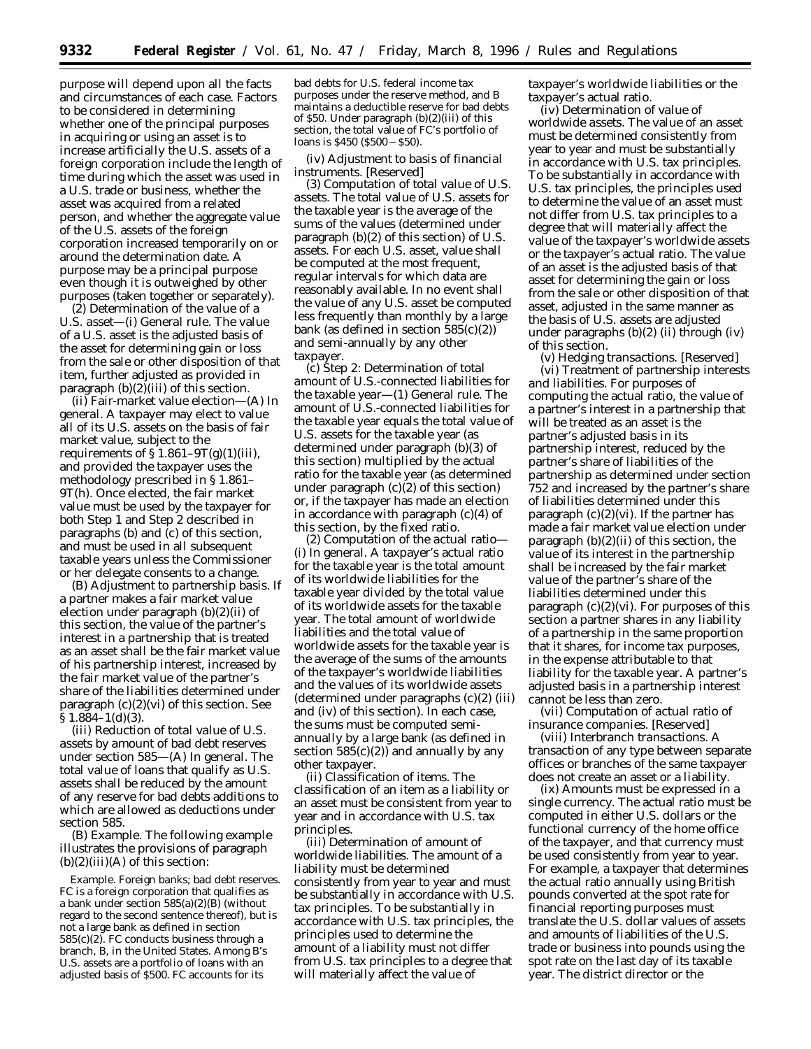purpose will depend upon all the facts and circumstances of each case. Factors to be considered in determining whether one of the principal purposes in acquiring or using an asset is to increase artificially the U.S. assets of a foreign corporation include the length of time during which the asset was used in a U.S. trade or business, whether the asset was acquired from a related person, and whether the aggregate value of the U.S. assets of the foreign corporation increased temporarily on or around the determination date. A purpose may be a principal purpose even though it is outweighed by other purposes (taken together or separately).

(2) *Determination of the value of a U.S. asset*—(i) *General rule.* The value of a U.S. asset is the adjusted basis of the asset for determining gain or loss from the sale or other disposition of that item, further adjusted as provided in paragraph (b)(2)(iii) of this section.

(ii) *Fair-market value election*—(A) *In general.* A taxpayer may elect to value all of its U.S. assets on the basis of fair market value, subject to the requirements of § 1.861–9T(g)(1)(iii), and provided the taxpayer uses the methodology prescribed in § 1.861–9T(h). Once elected, the fair market value must be used by the taxpayer for both Step 1 and Step 2 described in paragraphs (b) and (c) of this section, and must be used in all subsequent taxable years unless the Commissioner or her delegate consents to a change.

(B) *Adjustment to partnership basis.* If a partner makes a fair market value election under paragraph (b)(2)(ii) of this section, the value of the partner's interest in a partnership that is treated as an asset shall be the fair market value of his partnership interest, increased by the fair market value of the partner's share of the liabilities determined under paragraph (c)(2)(vi) of this section. See § 1.884–1(d)(3).

(iii) *Reduction of total value of U.S. assets by amount of bad debt reserves under section 585*—(A) *In general.* The total value of loans that qualify as U.S. assets shall be reduced by the amount of any reserve for bad debts additions to which are allowed as deductions under section 585.

(B) *Example.* The following example illustrates the provisions of paragraph (b)(2)(iii)(A) of this section:

*Example. Foreign banks; bad debt reserves.* FC is a foreign corporation that qualifies as a bank under section 585(a)(2)(B) (without regard to the second sentence thereof), but is not a large bank as defined in section 585(c)(2). FC conducts business through a branch, B, in the United States. Among B's U.S. assets are a portfolio of loans with an adjusted basis of $500. FC accounts for its bad debts for U.S. federal income tax purposes under the reserve method, and B maintains a deductible reserve for bad debts of $50. Under paragraph (b)(2)(iii) of this section, the total value of FC's portfolio of loans is $450 ($500 − $50).

(iv) *Adjustment to basis of financial instruments.* [Reserved]

(3) *Computation of total value of U.S. assets.* The total value of U.S. assets for the taxable year is the average of the sums of the values (determined under paragraph (b)(2) of this section) of U.S. assets. For each U.S. asset, value shall be computed at the most frequent, regular intervals for which data are reasonably available. In no event shall the value of any U.S. asset be computed less frequently than monthly by a large bank (as defined in section 585(c)(2)) and semi-annually by any other taxpayer.

(c) *Step 2: Determination of total amount of U.S.-connected liabilities for the taxable year*—(1) *General rule.* The amount of U.S.-connected liabilities for the taxable year equals the total value of U.S. assets for the taxable year (as determined under paragraph (b)(3) of this section) multiplied by the actual ratio for the taxable year (as determined under paragraph (c)(2) of this section) or, if the taxpayer has made an election in accordance with paragraph (c)(4) of this section, by the fixed ratio.

(2) *Computation of the actual ratio*—(i) *In general.* A taxpayer's actual ratio for the taxable year is the total amount of its worldwide liabilities for the taxable year divided by the total value of its worldwide assets for the taxable year. The total amount of worldwide liabilities and the total value of worldwide assets for the taxable year is the average of the sums of the amounts of the taxpayer's worldwide liabilities and the values of its worldwide assets (determined under paragraphs (c)(2) (iii) and (iv) of this section). In each case, the sums must be computed semi-annually by a large bank (as defined in section 585(c)(2)) and annually by any other taxpayer.

(ii) *Classification of items.* The classification of an item as a liability or an asset must be consistent from year to year and in accordance with U.S. tax principles.

(iii) *Determination of amount of worldwide liabilities.* The amount of a liability must be determined consistently from year to year and must be substantially in accordance with U.S. tax principles. To be substantially in accordance with U.S. tax principles, the principles used to determine the amount of a liability must not differ from U.S. tax principles to a degree that will materially affect the value of taxpayer's worldwide liabilities or the taxpayer's actual ratio.

(iv) *Determination of value of worldwide assets.* The value of an asset must be determined consistently from year to year and must be substantially in accordance with U.S. tax principles. To be substantially in accordance with U.S. tax principles, the principles used to determine the value of an asset must not differ from U.S. tax principles to a degree that will materially affect the value of the taxpayer's worldwide assets or the taxpayer's actual ratio. The value of an asset is the adjusted basis of that asset for determining the gain or loss from the sale or other disposition of that asset, adjusted in the same manner as the basis of U.S. assets are adjusted under paragraphs (b)(2) (ii) through (iv) of this section.

(v) *Hedging transactions.* [Reserved]

(vi) *Treatment of partnership interests and liabilities.* For purposes of computing the actual ratio, the value of a partner's interest in a partnership that will be treated as an asset is the partner's adjusted basis in its partnership interest, reduced by the partner's share of liabilities of the partnership as determined under section 752 and increased by the partner's share of liabilities determined under this paragraph (c)(2)(vi). If the partner has made a fair market value election under paragraph (b)(2)(ii) of this section, the value of its interest in the partnership shall be increased by the fair market value of the partner's share of the liabilities determined under this paragraph (c)(2)(vi). For purposes of this section a partner shares in any liability of a partnership in the same proportion that it shares, for income tax purposes, in the expense attributable to that liability for the taxable year. A partner's adjusted basis in a partnership interest cannot be less than zero.

(vii) *Computation of actual ratio of insurance companies.* [Reserved]

(viii) *Interbranch transactions.* A transaction of any type between separate offices or branches of the same taxpayer does not create an asset or a liability.

(ix) *Amounts must be expressed in a single currency.* The actual ratio must be computed in either U.S. dollars or the functional currency of the home office of the taxpayer, and that currency must be used consistently from year to year. For example, a taxpayer that determines the actual ratio annually using British pounds converted at the spot rate for financial reporting purposes must translate the U.S. dollar values of assets and amounts of liabilities of the U.S. trade or business into pounds using the spot rate on the last day of its taxable year. The district director or the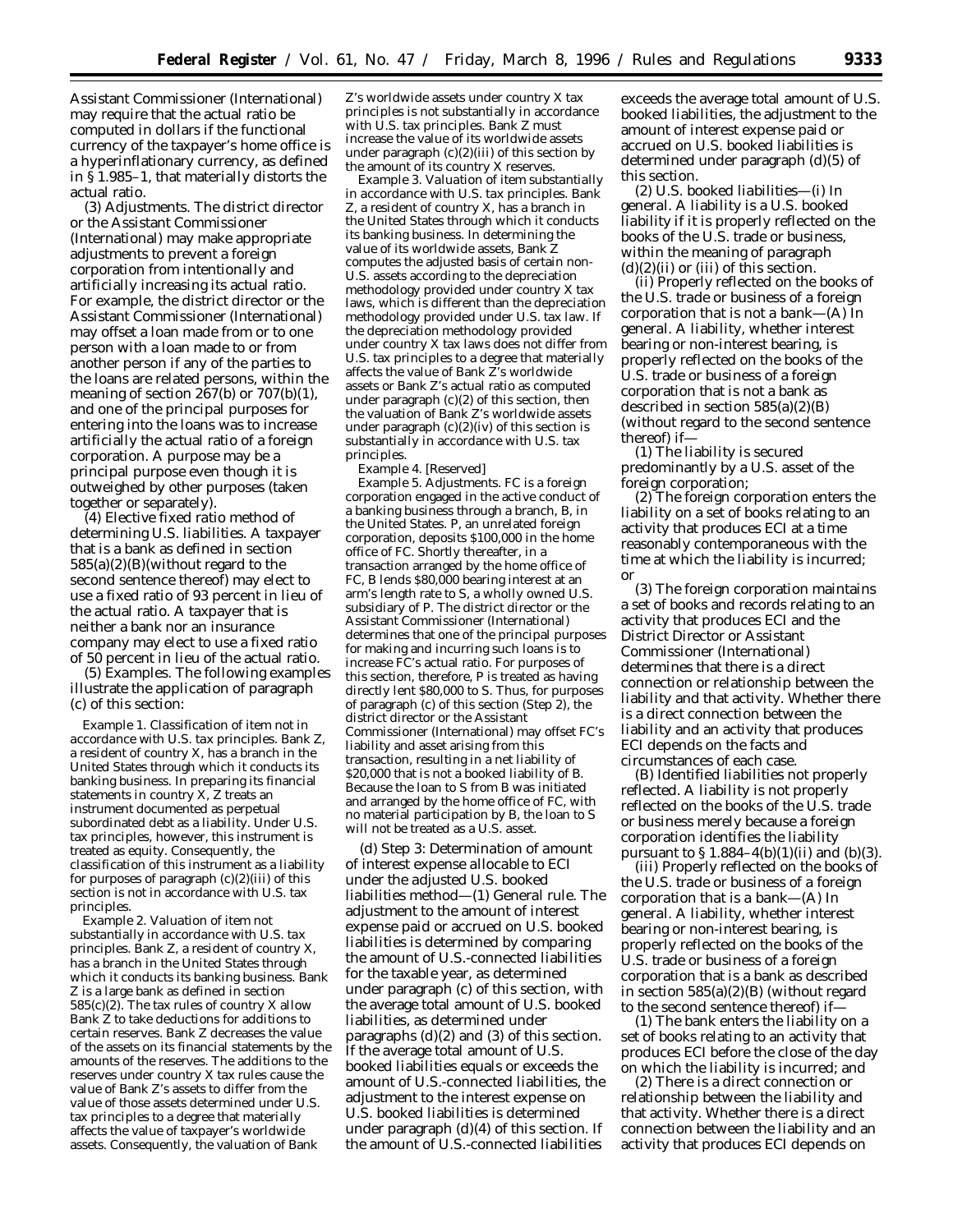Assistant Commissioner (International) may require that the actual ratio be computed in dollars if the functional currency of the taxpayer's home office is a hyperinflationary currency, as defined in § 1.985–1, that materially distorts the actual ratio.

(3) *Adjustments.* The district director or the Assistant Commissioner (International) may make appropriate adjustments to prevent a foreign corporation from intentionally and artificially increasing its actual ratio. For example, the district director or the Assistant Commissioner (International) may offset a loan made from or to one person with a loan made to or from another person if any of the parties to the loans are related persons, within the meaning of section 267(b) or 707(b)(1), and one of the principal purposes for entering into the loans was to increase artificially the actual ratio of a foreign corporation. A purpose may be a principal purpose even though it is outweighed by other purposes (taken together or separately).

(4) *Elective fixed ratio method of determining U.S. liabilities.* A taxpayer that is a bank as defined in section 585(a)(2)(B)(without regard to the second sentence thereof) may elect to use a fixed ratio of 93 percent in lieu of the actual ratio. A taxpayer that is neither a bank nor an insurance company may elect to use a fixed ratio of 50 percent in lieu of the actual ratio.

(5) *Examples.* The following examples illustrate the application of paragraph (c) of this section:

*Example 1. Classification of item not in accordance with U.S. tax principles.* Bank Z, a resident of country X, has a branch in the United States through which it conducts its banking business. In preparing its financial statements in country X, Z treats an instrument documented as perpetual subordinated debt as a liability. Under U.S. tax principles, however, this instrument is treated as equity. Consequently, the classification of this instrument as a liability for purposes of paragraph (c)(2)(iii) of this section is not in accordance with U.S. tax principles.

*Example 2. Valuation of item not substantially in accordance with U.S. tax principles.* Bank Z, a resident of country X, has a branch in the United States through which it conducts its banking business. Bank Z is a large bank as defined in section 585(c)(2). The tax rules of country X allow Bank Z to take deductions for additions to certain reserves. Bank Z decreases the value of the assets on its financial statements by the amounts of the reserves. The additions to the reserves under country X tax rules cause the value of Bank Z's assets to differ from the value of those assets determined under U.S. tax principles to a degree that materially affects the value of taxpayer's worldwide assets. Consequently, the valuation of Bank Z's worldwide assets under country X tax principles is not substantially in accordance with U.S. tax principles. Bank Z must increase the value of its worldwide assets under paragraph (c)(2)(iii) of this section by the amount of its country X reserves.

*Example 3. Valuation of item substantially in accordance with U.S. tax principles.* Bank Z, a resident of country X, has a branch in the United States through which it conducts its banking business. In determining the value of its worldwide assets, Bank Z computes the adjusted basis of certain non-U.S. assets according to the depreciation methodology provided under country X tax laws, which is different than the depreciation methodology provided under U.S. tax law. If the depreciation methodology provided under country X tax laws does not differ from U.S. tax principles to a degree that materially affects the value of Bank Z's worldwide assets or Bank Z's actual ratio as computed under paragraph (c)(2) of this section, then the valuation of Bank Z's worldwide assets under paragraph (c)(2)(iv) of this section is substantially in accordance with U.S. tax principles.

*Example 4.* [Reserved]

*Example 5. Adjustments.* FC is a foreign corporation engaged in the active conduct of a banking business through a branch, B, in the United States. P, an unrelated foreign corporation, deposits $100,000 in the home office of FC. Shortly thereafter, in a transaction arranged by the home office of FC, B lends $80,000 bearing interest at an arm's length rate to S, a wholly owned U.S. subsidiary of P. The district director or the Assistant Commissioner (International) determines that one of the principal purposes for making and incurring such loans is to increase FC's actual ratio. For purposes of this section, therefore, P is treated as having directly lent $80,000 to S. Thus, for purposes of paragraph (c) of this section (Step 2), the district director or the Assistant Commissioner (International) may offset FC's liability and asset arising from this transaction, resulting in a net liability of $20,000 that is not a booked liability of B. Because the loan to S from B was initiated and arranged by the home office of FC, with no material participation by B, the loan to S will not be treated as a U.S. asset.

(d) *Step 3: Determination of amount of interest expense allocable to ECI under the adjusted U.S. booked liabilities method*—(1) *General rule.* The adjustment to the amount of interest expense paid or accrued on U.S. booked liabilities is determined by comparing the amount of U.S.-connected liabilities for the taxable year, as determined under paragraph (c) of this section, with the average total amount of U.S. booked liabilities, as determined under paragraphs (d)(2) and (3) of this section. If the average total amount of U.S. booked liabilities equals or exceeds the amount of U.S.-connected liabilities, the adjustment to the interest expense on U.S. booked liabilities is determined under paragraph (d)(4) of this section. If the amount of U.S.-connected liabilities exceeds the average total amount of U.S. booked liabilities, the adjustment to the amount of interest expense paid or accrued on U.S. booked liabilities is determined under paragraph (d)(5) of this section.

(2) *U.S. booked liabilities*—(i) *In general.* A liability is a U.S. booked liability if it is properly reflected on the books of the U.S. trade or business, within the meaning of paragraph (d)(2)(ii) or (iii) of this section.

(ii) *Properly reflected on the books of the U.S. trade or business of a foreign corporation that is not a bank*—(A) *In general.* A liability, whether interest bearing or non-interest bearing, is properly reflected on the books of the U.S. trade or business of a foreign corporation that is not a bank as described in section 585(a)(2)(B) (without regard to the second sentence thereof) if—

(*1*) The liability is secured predominantly by a U.S. asset of the foreign corporation;

(*2*) The foreign corporation enters the liability on a set of books relating to an activity that produces ECI at a time reasonably contemporaneous with the time at which the liability is incurred; or

(*3*) The foreign corporation maintains a set of books and records relating to an activity that produces ECI and the District Director or Assistant Commissioner (International) determines that there is a direct connection or relationship between the liability and that activity. Whether there is a direct connection between the liability and an activity that produces ECI depends on the facts and circumstances of each case.

(B) *Identified liabilities not properly reflected.* A liability is not properly reflected on the books of the U.S. trade or business merely because a foreign corporation identifies the liability pursuant to § 1.884–4(b)(1)(ii) and (b)(3).

(iii) *Properly reflected on the books of the U.S. trade or business of a foreign corporation that is a bank*—(A) *In general.* A liability, whether interest bearing or non-interest bearing, is properly reflected on the books of the U.S. trade or business of a foreign corporation that is a bank as described in section 585(a)(2)(B) (without regard to the second sentence thereof) if—

(*1*) The bank enters the liability on a set of books relating to an activity that produces ECI before the close of the day on which the liability is incurred; and

(*2*) There is a direct connection or relationship between the liability and that activity. Whether there is a direct connection between the liability and an activity that produces ECI depends on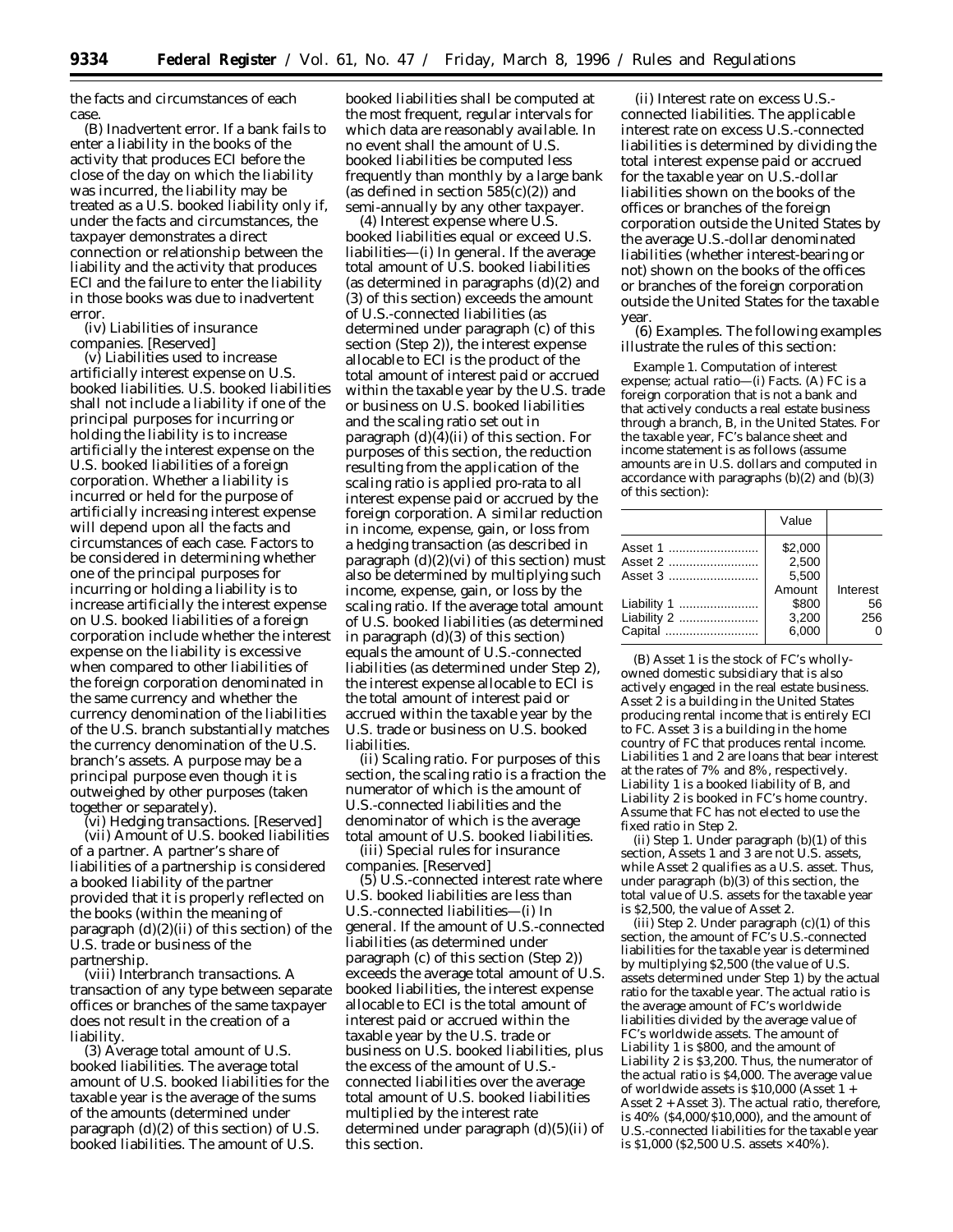the facts and circumstances of each case.

(B) *Inadvertent error.* If a bank fails to enter a liability in the books of the activity that produces ECI before the close of the day on which the liability was incurred, the liability may be treated as a U.S. booked liability only if, under the facts and circumstances, the taxpayer demonstrates a direct connection or relationship between the liability and the activity that produces ECI and the failure to enter the liability in those books was due to inadvertent error.

(iv) *Liabilities of insurance companies.* [Reserved]

(v) *Liabilities used to increase artificially interest expense on U.S. booked liabilities.* U.S. booked liabilities shall not include a liability if one of the principal purposes for incurring or holding the liability is to increase artificially the interest expense on the U.S. booked liabilities of a foreign corporation. Whether a liability is incurred or held for the purpose of artificially increasing interest expense will depend upon all the facts and circumstances of each case. Factors to be considered in determining whether one of the principal purposes for incurring or holding a liability is to increase artificially the interest expense on U.S. booked liabilities of a foreign corporation include whether the interest expense on the liability is excessive when compared to other liabilities of the foreign corporation denominated in the same currency and whether the currency denomination of the liabilities of the U.S. branch substantially matches the currency denomination of the U.S. branch's assets. A purpose may be a principal purpose even though it is outweighed by other purposes (taken together or separately).

(vi) *Hedging transactions.* [Reserved]

(vii) *Amount of U.S. booked liabilities of a partner.* A partner's share of liabilities of a partnership is considered a booked liability of the partner provided that it is properly reflected on the books (within the meaning of paragraph (d)(2)(ii) of this section) of the U.S. trade or business of the partnership.

(viii) *Interbranch transactions.* A transaction of any type between separate offices or branches of the same taxpayer does not result in the creation of a liability.

(3) *Average total amount of U.S. booked liabilities.* The average total amount of U.S. booked liabilities for the taxable year is the average of the sums of the amounts (determined under paragraph (d)(2) of this section) of U.S. booked liabilities. The amount of U.S. booked liabilities shall be computed at the most frequent, regular intervals for which data are reasonably available. In no event shall the amount of U.S. booked liabilities be computed less frequently than monthly by a large bank (as defined in section 585(c)(2)) and semi-annually by any other taxpayer.

(4) *Interest expense where U.S. booked liabilities equal or exceed U.S. liabilities*—(i) *In general.* If the average total amount of U.S. booked liabilities (as determined in paragraphs (d)(2) and (3) of this section) exceeds the amount of U.S.-connected liabilities (as determined under paragraph (c) of this section (Step 2)), the interest expense allocable to ECI is the product of the total amount of interest paid or accrued within the taxable year by the U.S. trade or business on U.S. booked liabilities and the scaling ratio set out in paragraph (d)(4)(ii) of this section. For purposes of this section, the reduction resulting from the application of the scaling ratio is applied pro-rata to all interest expense paid or accrued by the foreign corporation. A similar reduction in income, expense, gain, or loss from a hedging transaction (as described in paragraph (d)(2)(vi) of this section) must also be determined by multiplying such income, expense, gain, or loss by the scaling ratio. If the average total amount of U.S. booked liabilities (as determined in paragraph (d)(3) of this section) equals the amount of U.S.-connected liabilities (as determined under Step 2), the interest expense allocable to ECI is the total amount of interest paid or accrued within the taxable year by the U.S. trade or business on U.S. booked liabilities.

(ii) *Scaling ratio.* For purposes of this section, the scaling ratio is a fraction the numerator of which is the amount of U.S.-connected liabilities and the denominator of which is the average total amount of U.S. booked liabilities.

(iii) *Special rules for insurance companies.* [Reserved]

(5) *U.S.-connected interest rate where U.S. booked liabilities are less than U.S.-connected liabilities*—(i) *In general.* If the amount of U.S.-connected liabilities (as determined under paragraph (c) of this section (Step 2)) exceeds the average total amount of U.S. booked liabilities, the interest expense allocable to ECI is the total amount of interest paid or accrued within the taxable year by the U.S. trade or business on U.S. booked liabilities, plus the excess of the amount of U.S.-connected liabilities over the average total amount of U.S. booked liabilities multiplied by the interest rate determined under paragraph (d)(5)(ii) of this section.

(ii) *Interest rate on excess U.S.-connected liabilities.* The applicable interest rate on excess U.S.-connected liabilities is determined by dividing the total interest expense paid or accrued for the taxable year on U.S.-dollar liabilities shown on the books of the offices or branches of the foreign corporation outside the United States by the average U.S.-dollar denominated liabilities (whether interest-bearing or not) shown on the books of the offices or branches of the foreign corporation outside the United States for the taxable year.

(6) *Examples.* The following examples illustrate the rules of this section:

*Example 1. Computation of interest expense; actual ratio*—(i) *Facts.* (A) FC is a foreign corporation that is not a bank and that actively conducts a real estate business through a branch, B, in the United States. For the taxable year, FC's balance sheet and income statement is as follows (assume amounts are in U.S. dollars and computed in accordance with paragraphs (b)(2) and (b)(3) of this section):

| | Value | |
|---|---|---|
| Asset 1 | $2,000 | |
| Asset 2 | 2,500 | |
| Asset 3 | 5,500 | |
| | Amount | Interest |
| Liability 1 | $800 | 56 |
| Liability 2 | 3,200 | 256 |
| Capital | 6,000 | 0 |

(B) Asset 1 is the stock of FC's wholly-owned domestic subsidiary that is also actively engaged in the real estate business. Asset 2 is a building in the United States producing rental income that is entirely ECI to FC. Asset 3 is a building in the home country of FC that produces rental income. Liabilities 1 and 2 are loans that bear interest at the rates of 7% and 8%, respectively. Liability 1 is a booked liability of B, and Liability 2 is booked in FC's home country. Assume that FC has not elected to use the fixed ratio in Step 2.

(ii) *Step 1.* Under paragraph (b)(1) of this section, Assets 1 and 3 are not U.S. assets, while Asset 2 qualifies as a U.S. asset. Thus, under paragraph (b)(3) of this section, the total value of U.S. assets for the taxable year is $2,500, the value of Asset 2.

(iii) *Step 2.* Under paragraph (c)(1) of this section, the amount of FC's U.S.-connected liabilities for the taxable year is determined by multiplying $2,500 (the value of U.S. assets determined under Step 1) by the actual ratio for the taxable year. The actual ratio is the average amount of FC's worldwide liabilities divided by the average value of FC's worldwide assets. The amount of Liability 1 is $800, and the amount of Liability 2 is $3,200. Thus, the numerator of the actual ratio is $4,000. The average value of worldwide assets is $10,000 (Asset 1 + Asset 2 + Asset 3). The actual ratio, therefore, is 40% ($4,000/$10,000), and the amount of U.S.-connected liabilities for the taxable year is $1,000 ($2,500 U.S. assets × 40%).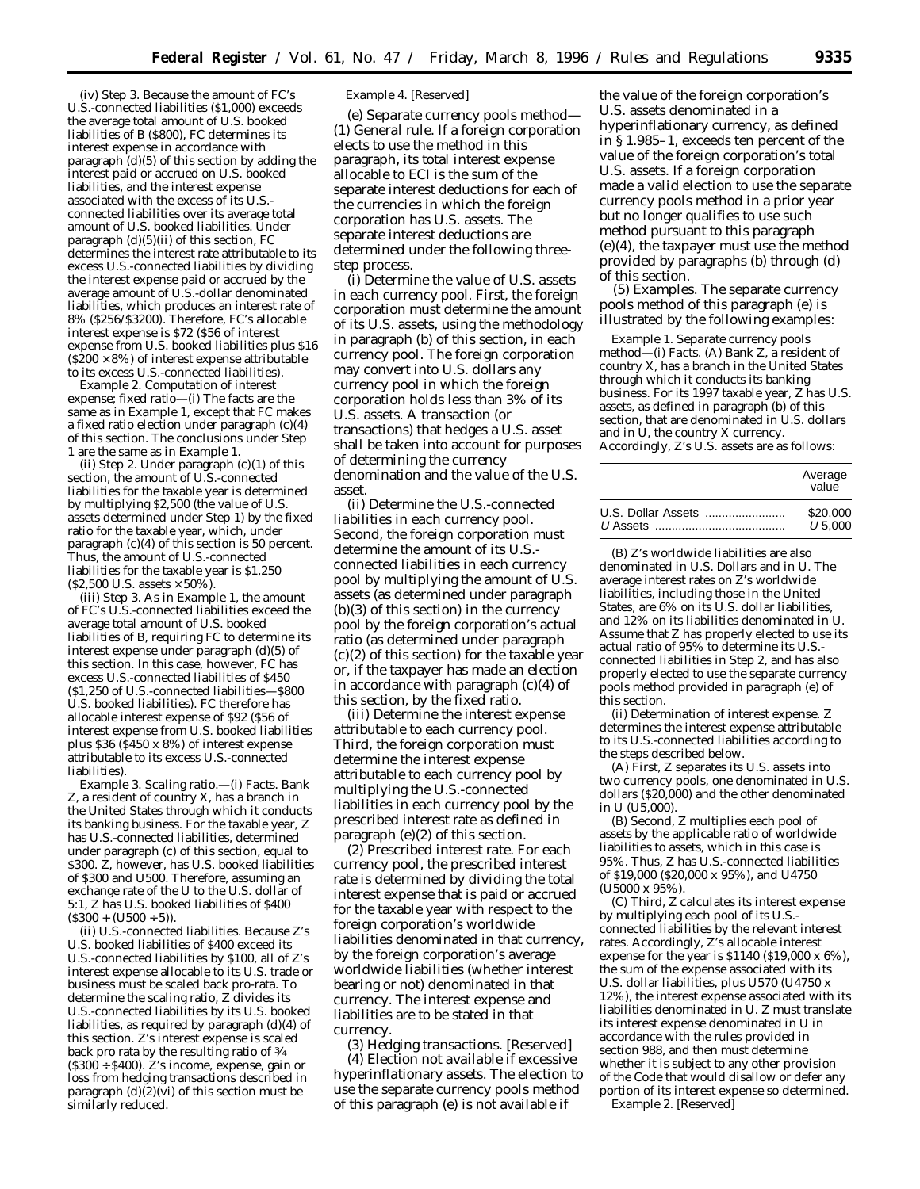(iv) *Step 3.* Because the amount of FC's U.S.-connected liabilities ($1,000) exceeds the average total amount of U.S. booked liabilities of B ($800), FC determines its interest expense in accordance with paragraph (d)(5) of this section by adding the interest paid or accrued on U.S. booked liabilities, and the interest expense associated with the excess of its U.S.-connected liabilities over its average total amount of U.S. booked liabilities. Under paragraph (d)(5)(ii) of this section, FC determines the interest rate attributable to its excess U.S.-connected liabilities by dividing the interest expense paid or accrued by the average amount of U.S.-dollar denominated liabilities, which produces an interest rate of 8% ($256/$3200). Therefore, FC's allocable interest expense is $72 ($56 of interest expense from U.S. booked liabilities plus $16 ($200 × 8%) of interest expense attributable to its excess U.S.-connected liabilities).

*Example 2. Computation of interest expense; fixed ratio*—(i) The facts are the same as in *Example 1*, except that FC makes a fixed ratio election under paragraph (c)(4) of this section. The conclusions under Step 1 are the same as in *Example 1*.

(ii) *Step 2.* Under paragraph (c)(1) of this section, the amount of U.S.-connected liabilities for the taxable year is determined by multiplying $2,500 (the value of U.S. assets determined under Step 1) by the fixed ratio for the taxable year, which, under paragraph (c)(4) of this section is 50 percent. Thus, the amount of U.S.-connected liabilities for the taxable year is $1,250 ($2,500 U.S. assets × 50%).

(iii) *Step 3.* As in *Example 1*, the amount of FC's U.S.-connected liabilities exceed the average total amount of U.S. booked liabilities of B, requiring FC to determine its interest expense under paragraph (d)(5) of this section. In this case, however, FC has excess U.S.-connected liabilities of $450 ($1,250 of U.S.-connected liabilities—$800 U.S. booked liabilities). FC therefore has allocable interest expense of $92 ($56 of interest expense from U.S. booked liabilities plus $36 ($450 x 8%) of interest expense attributable to its excess U.S.-connected liabilities).

*Example 3. Scaling ratio.*—(i) *Facts.* Bank Z, a resident of country X, has a branch in the United States through which it conducts its banking business. For the taxable year, Z has U.S.-connected liabilities, determined under paragraph (c) of this section, equal to $300. Z, however, has U.S. booked liabilities of $300 and U500. Therefore, assuming an exchange rate of the U to the U.S. dollar of 5:1, Z has U.S. booked liabilities of $400 ($300 + (U500 ÷ 5)).

(ii) *U.S.-connected liabilities.* Because Z's U.S. booked liabilities of $400 exceed its U.S.-connected liabilities by $100, all of Z's interest expense allocable to its U.S. trade or business must be scaled back pro-rata. To determine the scaling ratio, Z divides its U.S.-connected liabilities by its U.S. booked liabilities, as required by paragraph (d)(4) of this section. Z's interest expense is scaled back pro rata by the resulting ratio of ¾ ($300 ÷ $400). Z's income, expense, gain or loss from hedging transactions described in paragraph (d)(2)(vi) of this section must be similarly reduced.

*Example 4.* [Reserved]

(e) *Separate currency pools method*—(1) *General rule.* If a foreign corporation elects to use the method in this paragraph, its total interest expense allocable to ECI is the sum of the separate interest deductions for each of the currencies in which the foreign corporation has U.S. assets. The separate interest deductions are determined under the following three-step process.

(i) *Determine the value of U.S. assets in each currency pool.* First, the foreign corporation must determine the amount of its U.S. assets, using the methodology in paragraph (b) of this section, in each currency pool. The foreign corporation may convert into U.S. dollars any currency pool in which the foreign corporation holds less than 3% of its U.S. assets. A transaction (or transactions) that hedges a U.S. asset shall be taken into account for purposes of determining the currency denomination and the value of the U.S. asset.

(ii) *Determine the U.S.-connected liabilities in each currency pool.* Second, the foreign corporation must determine the amount of its U.S.-connected liabilities in each currency pool by multiplying the amount of U.S. assets (as determined under paragraph (b)(3) of this section) in the currency pool by the foreign corporation's actual ratio (as determined under paragraph (c)(2) of this section) for the taxable year or, if the taxpayer has made an election in accordance with paragraph (c)(4) of this section, by the fixed ratio.

(iii) *Determine the interest expense attributable to each currency pool.* Third, the foreign corporation must determine the interest expense attributable to each currency pool by multiplying the U.S.-connected liabilities in each currency pool by the prescribed interest rate as defined in paragraph (e)(2) of this section.

(2) *Prescribed interest rate.* For each currency pool, the prescribed interest rate is determined by dividing the total interest expense that is paid or accrued for the taxable year with respect to the foreign corporation's worldwide liabilities denominated in that currency, by the foreign corporation's average worldwide liabilities (whether interest bearing or not) denominated in that currency. The interest expense and liabilities are to be stated in that currency.

(3) *Hedging transactions.* [Reserved]

(4) *Election not available if excessive hyperinflationary assets.* The election to use the separate currency pools method of this paragraph (e) is not available if the value of the foreign corporation's U.S. assets denominated in a hyperinflationary currency, as defined in § 1.985–1, exceeds ten percent of the value of the foreign corporation's total U.S. assets. If a foreign corporation made a valid election to use the separate currency pools method in a prior year but no longer qualifies to use such method pursuant to this paragraph (e)(4), the taxpayer must use the method provided by paragraphs (b) through (d) of this section.

(5) *Examples.* The separate currency pools method of this paragraph (e) is illustrated by the following examples:

*Example 1. Separate currency pools method*—(i) *Facts.* (A) Bank Z, a resident of country X, has a branch in the United States through which it conducts its banking business. For its 1997 taxable year, Z has U.S. assets, as defined in paragraph (b) of this section, that are denominated in U.S. dollars and in U, the country X currency. Accordingly, Z's U.S. assets are as follows:

| | Average value |
|---|---|
| U.S. Dollar Assets | $20,000 |
| *U* Assets | *U* 5,000 |

(B) Z's worldwide liabilities are also denominated in U.S. Dollars and in U. The average interest rates on Z's worldwide liabilities, including those in the United States, are 6% on its U.S. dollar liabilities, and 12% on its liabilities denominated in U. Assume that Z has properly elected to use its actual ratio of 95% to determine its U.S.-connected liabilities in Step 2, and has also properly elected to use the separate currency pools method provided in paragraph (e) of this section.

(ii) *Determination of interest expense.* Z determines the interest expense attributable to its U.S.-connected liabilities according to the steps described below.

(A) First, Z separates its U.S. assets into two currency pools, one denominated in U.S. dollars ($20,000) and the other denominated in U (U5,000).

(B) Second, Z multiplies each pool of assets by the applicable ratio of worldwide liabilities to assets, which in this case is 95%. Thus, Z has U.S.-connected liabilities of $19,000 ($20,000 x 95%), and U4750 (U5000 x 95%).

(C) Third, Z calculates its interest expense by multiplying each pool of its U.S.-connected liabilities by the relevant interest rates. Accordingly, Z's allocable interest expense for the year is $1140 ($19,000 x 6%), the sum of the expense associated with its U.S. dollar liabilities, plus U570 (U4750 x 12%), the interest expense associated with its liabilities denominated in U. Z must translate its interest expense denominated in U in accordance with the rules provided in section 988, and then must determine whether it is subject to any other provision of the Code that would disallow or defer any portion of its interest expense so determined.

*Example 2.* [Reserved]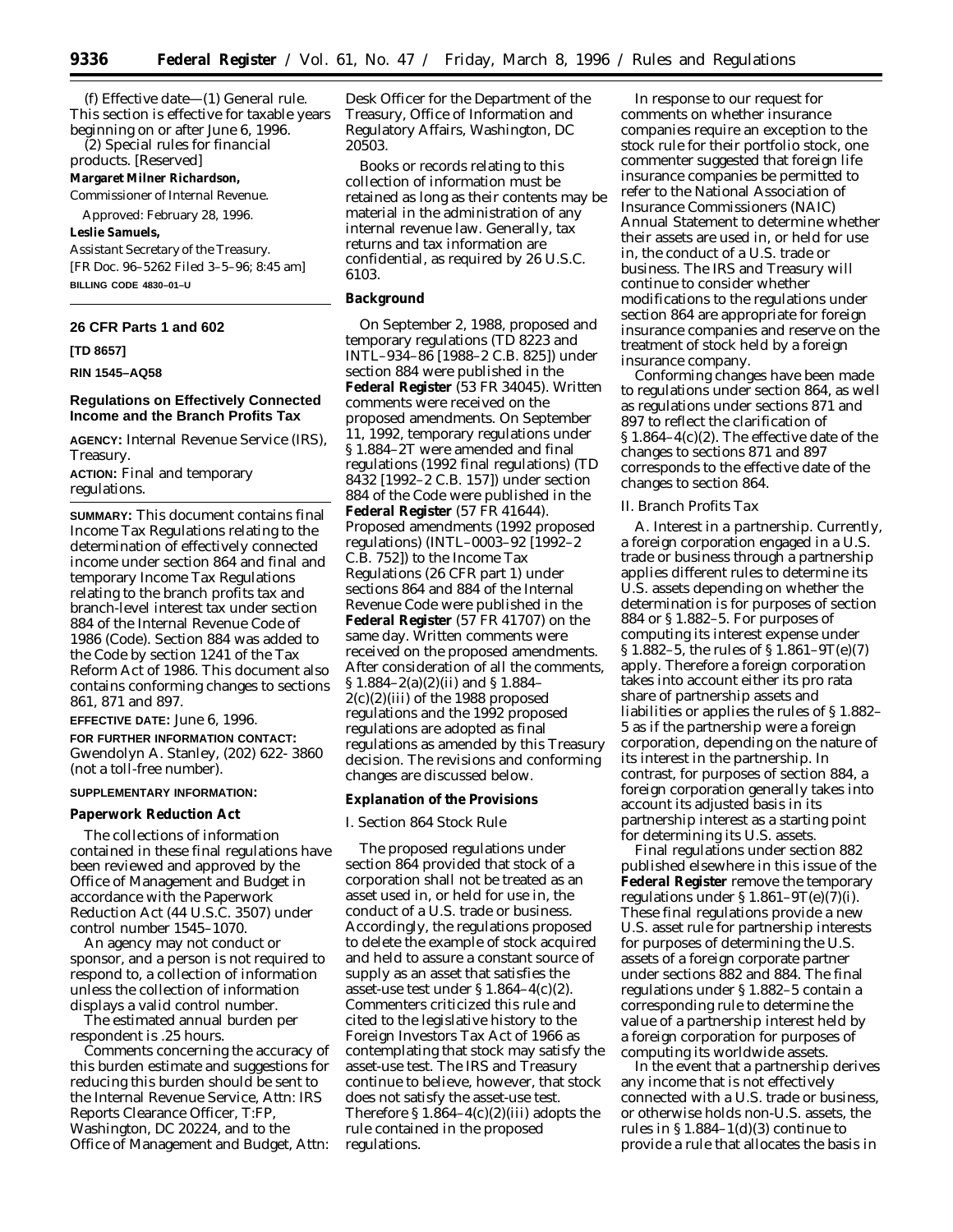(f) *Effective date*—(1) *General rule.* This section is effective for taxable years beginning on or after June 6, 1996.

(2) *Special rules for financial products.* [Reserved]

**Margaret Milner Richardson,**

*Commissioner of Internal Revenue.*

Approved: February 28, 1996.

**Leslie Samuels,**

*Assistant Secretary of the Treasury.*

[FR Doc. 96–5262 Filed 3–5–96; 8:45 am]

**BILLING CODE 4830–01–U**

---

## 26 CFR Parts 1 and 602

**[TD 8657]**

**RIN 1545–AQ58**

## Regulations on Effectively Connected Income and the Branch Profits Tax

**AGENCY:** Internal Revenue Service (IRS), Treasury.

**ACTION:** Final and temporary regulations.

---

**SUMMARY:** This document contains final Income Tax Regulations relating to the determination of effectively connected income under section 864 and final and temporary Income Tax Regulations relating to the branch profits tax and branch-level interest tax under section 884 of the Internal Revenue Code of 1986 (Code). Section 884 was added to the Code by section 1241 of the Tax Reform Act of 1986. This document also contains conforming changes to sections 861, 871 and 897.

**EFFECTIVE DATE:** June 6, 1996.

**FOR FURTHER INFORMATION CONTACT:** Gwendolyn A. Stanley, (202) 622- 3860 (not a toll-free number).

**SUPPLEMENTARY INFORMATION:**

### Paperwork Reduction Act

The collections of information contained in these final regulations have been reviewed and approved by the Office of Management and Budget in accordance with the Paperwork Reduction Act (44 U.S.C. 3507) under control number 1545–1070.

An agency may not conduct or sponsor, and a person is not required to respond to, a collection of information unless the collection of information displays a valid control number.

The estimated annual burden per respondent is .25 hours.

Comments concerning the accuracy of this burden estimate and suggestions for reducing this burden should be sent to the Internal Revenue Service, Attn: IRS Reports Clearance Officer, T:FP, Washington, DC 20224, and to the Office of Management and Budget, Attn: Desk Officer for the Department of the Treasury, Office of Information and Regulatory Affairs, Washington, DC 20503.

Books or records relating to this collection of information must be retained as long as their contents may be material in the administration of any internal revenue law. Generally, tax returns and tax information are confidential, as required by 26 U.S.C. 6103.

### Background

On September 2, 1988, proposed and temporary regulations (TD 8223 and INTL–934–86 [1988–2 C.B. 825]) under section 884 were published in the **Federal Register** (53 FR 34045). Written comments were received on the proposed amendments. On September 11, 1992, temporary regulations under § 1.884–2T were amended and final regulations (1992 final regulations) (TD 8432 [1992–2 C.B. 157]) under section 884 of the Code were published in the **Federal Register** (57 FR 41644). Proposed amendments (1992 proposed regulations) (INTL–0003–92 [1992–2 C.B. 752]) to the Income Tax Regulations (26 CFR part 1) under sections 864 and 884 of the Internal Revenue Code were published in the **Federal Register** (57 FR 41707) on the same day. Written comments were received on the proposed amendments. After consideration of all the comments, § 1.884–2(a)(2)(ii) and § 1.884–2(c)(2)(iii) of the 1988 proposed regulations and the 1992 proposed regulations are adopted as final regulations as amended by this Treasury decision. The revisions and conforming changes are discussed below.

### Explanation of the Provisions

*I. Section 864 Stock Rule*

The proposed regulations under section 864 provided that stock of a corporation shall not be treated as an asset used in, or held for use in, the conduct of a U.S. trade or business. Accordingly, the regulations proposed to delete the example of stock acquired and held to assure a constant source of supply as an asset that satisfies the asset-use test under § 1.864–4(c)(2). Commenters criticized this rule and cited to the legislative history to the Foreign Investors Tax Act of 1966 as contemplating that stock may satisfy the asset-use test. The IRS and Treasury continue to believe, however, that stock does not satisfy the asset-use test. Therefore § 1.864–4(c)(2)(iii) adopts the rule contained in the proposed regulations.

In response to our request for comments on whether insurance companies require an exception to the stock rule for their portfolio stock, one commenter suggested that foreign life insurance companies be permitted to refer to the National Association of Insurance Commissioners (NAIC) Annual Statement to determine whether their assets are used in, or held for use in, the conduct of a U.S. trade or business. The IRS and Treasury will continue to consider whether modifications to the regulations under section 864 are appropriate for foreign insurance companies and reserve on the treatment of stock held by a foreign insurance company.

Conforming changes have been made to regulations under section 864, as well as regulations under sections 871 and 897 to reflect the clarification of § 1.864–4(c)(2). The effective date of the changes to sections 871 and 897 corresponds to the effective date of the changes to section 864.

*II. Branch Profits Tax*

*A. Interest in a partnership.* Currently, a foreign corporation engaged in a U.S. trade or business through a partnership applies different rules to determine its U.S. assets depending on whether the determination is for purposes of section 884 or § 1.882–5. For purposes of computing its interest expense under § 1.882–5, the rules of § 1.861–9T(e)(7) apply. Therefore a foreign corporation takes into account either its pro rata share of partnership assets and liabilities or applies the rules of § 1.882–5 as if the partnership were a foreign corporation, depending on the nature of its interest in the partnership. In contrast, for purposes of section 884, a foreign corporation generally takes into account its adjusted basis in its partnership interest as a starting point for determining its U.S. assets.

Final regulations under section 882 published elsewhere in this issue of the **Federal Register** remove the temporary regulations under § 1.861–9T(e)(7)(i). These final regulations provide a new U.S. asset rule for partnership interests for purposes of determining the U.S. assets of a foreign corporate partner under sections 882 and 884. The final regulations under § 1.882–5 contain a corresponding rule to determine the value of a partnership interest held by a foreign corporation for purposes of computing its worldwide assets.

In the event that a partnership derives any income that is not effectively connected with a U.S. trade or business, or otherwise holds non-U.S. assets, the rules in § 1.884–1(d)(3) continue to provide a rule that allocates the basis in